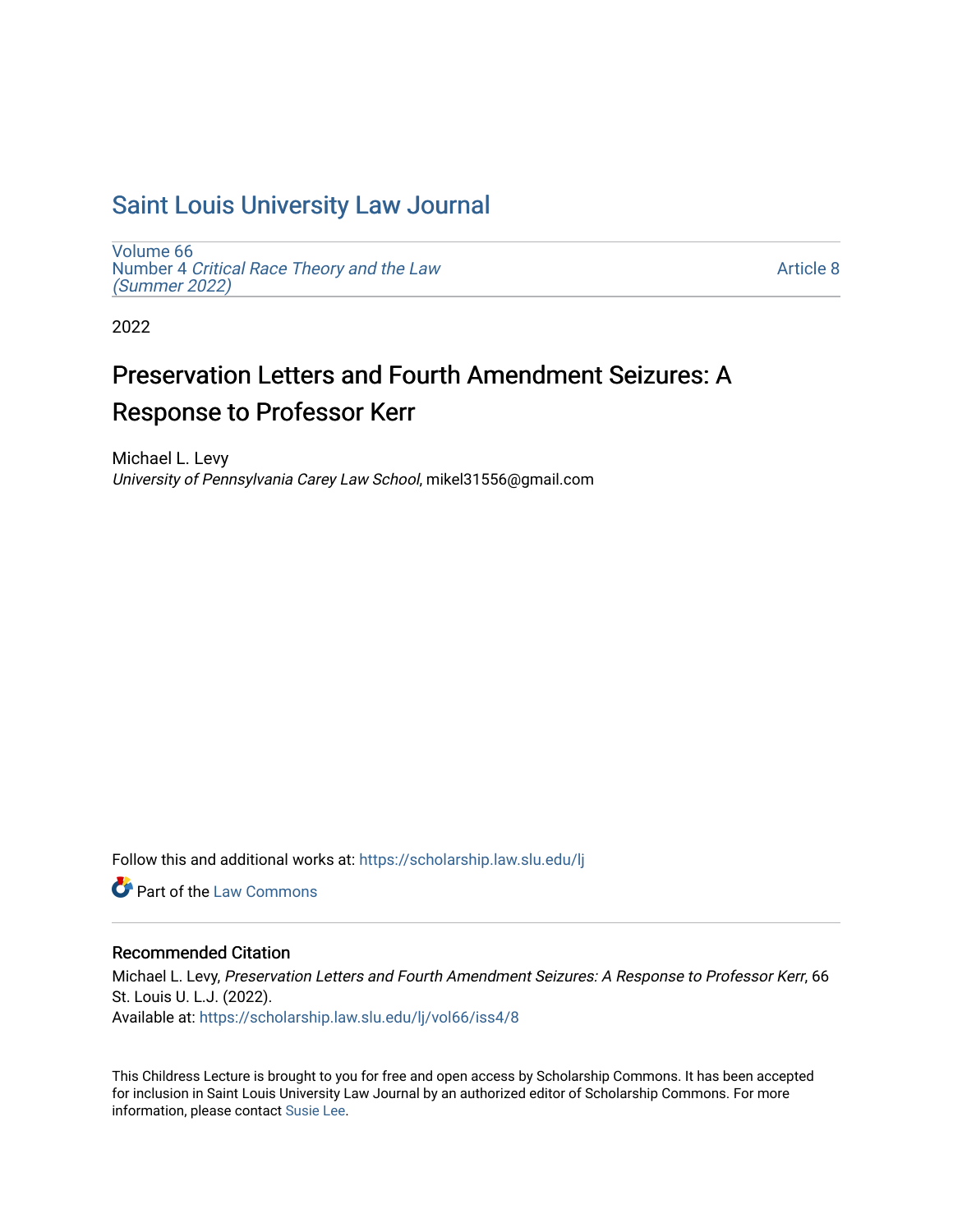# Saint Louis University Law Journal

Volume 66
Number 4 *Critical Race Theory and the Law (Summer 2022)*

Article 8

2022

## Preservation Letters and Fourth Amendment Seizures: A Response to Professor Kerr

Michael L. Levy
*University of Pennsylvania Carey Law School*, mikel31556@gmail.com

Follow this and additional works at: https://scholarship.law.slu.edu/lj

Part of the Law Commons

### Recommended Citation

Michael L. Levy, *Preservation Letters and Fourth Amendment Seizures: A Response to Professor Kerr*, 66 St. Louis U. L.J. (2022).
Available at: https://scholarship.law.slu.edu/lj/vol66/iss4/8

This Childress Lecture is brought to you for free and open access by Scholarship Commons. It has been accepted for inclusion in Saint Louis University Law Journal by an authorized editor of Scholarship Commons. For more information, please contact Susie Lee.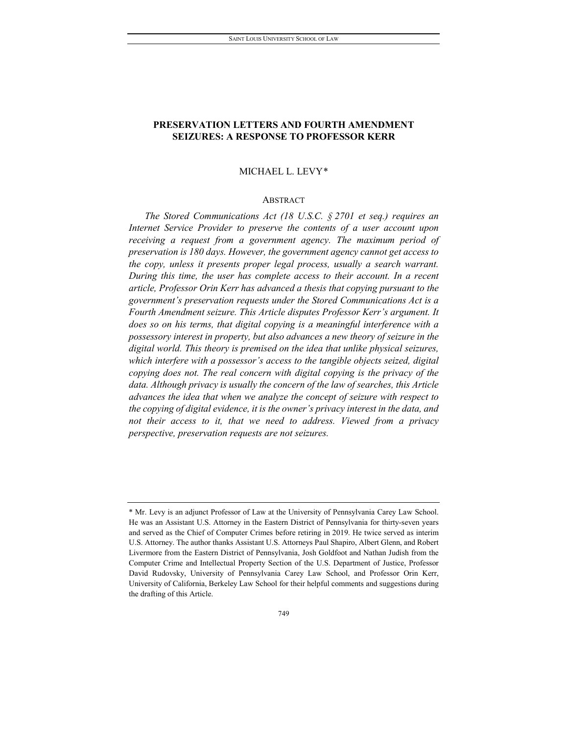# PRESERVATION LETTERS AND FOURTH AMENDMENT SEIZURES: A RESPONSE TO PROFESSOR KERR

MICHAEL L. LEVY*

## ABSTRACT

*The Stored Communications Act (18 U.S.C. § 2701 et seq.) requires an Internet Service Provider to preserve the contents of a user account upon receiving a request from a government agency. The maximum period of preservation is 180 days. However, the government agency cannot get access to the copy, unless it presents proper legal process, usually a search warrant. During this time, the user has complete access to their account. In a recent article, Professor Orin Kerr has advanced a thesis that copying pursuant to the government's preservation requests under the Stored Communications Act is a Fourth Amendment seizure. This Article disputes Professor Kerr's argument. It does so on his terms, that digital copying is a meaningful interference with a possessory interest in property, but also advances a new theory of seizure in the digital world. This theory is premised on the idea that unlike physical seizures, which interfere with a possessor's access to the tangible objects seized, digital copying does not. The real concern with digital copying is the privacy of the data. Although privacy is usually the concern of the law of searches, this Article advances the idea that when we analyze the concept of seizure with respect to the copying of digital evidence, it is the owner's privacy interest in the data, and not their access to it, that we need to address. Viewed from a privacy perspective, preservation requests are not seizures.*

---

\* Mr. Levy is an adjunct Professor of Law at the University of Pennsylvania Carey Law School. He was an Assistant U.S. Attorney in the Eastern District of Pennsylvania for thirty-seven years and served as the Chief of Computer Crimes before retiring in 2019. He twice served as interim U.S. Attorney. The author thanks Assistant U.S. Attorneys Paul Shapiro, Albert Glenn, and Robert Livermore from the Eastern District of Pennsylvania, Josh Goldfoot and Nathan Judish from the Computer Crime and Intellectual Property Section of the U.S. Department of Justice, Professor David Rudovsky, University of Pennsylvania Carey Law School, and Professor Orin Kerr, University of California, Berkeley Law School for their helpful comments and suggestions during the drafting of this Article.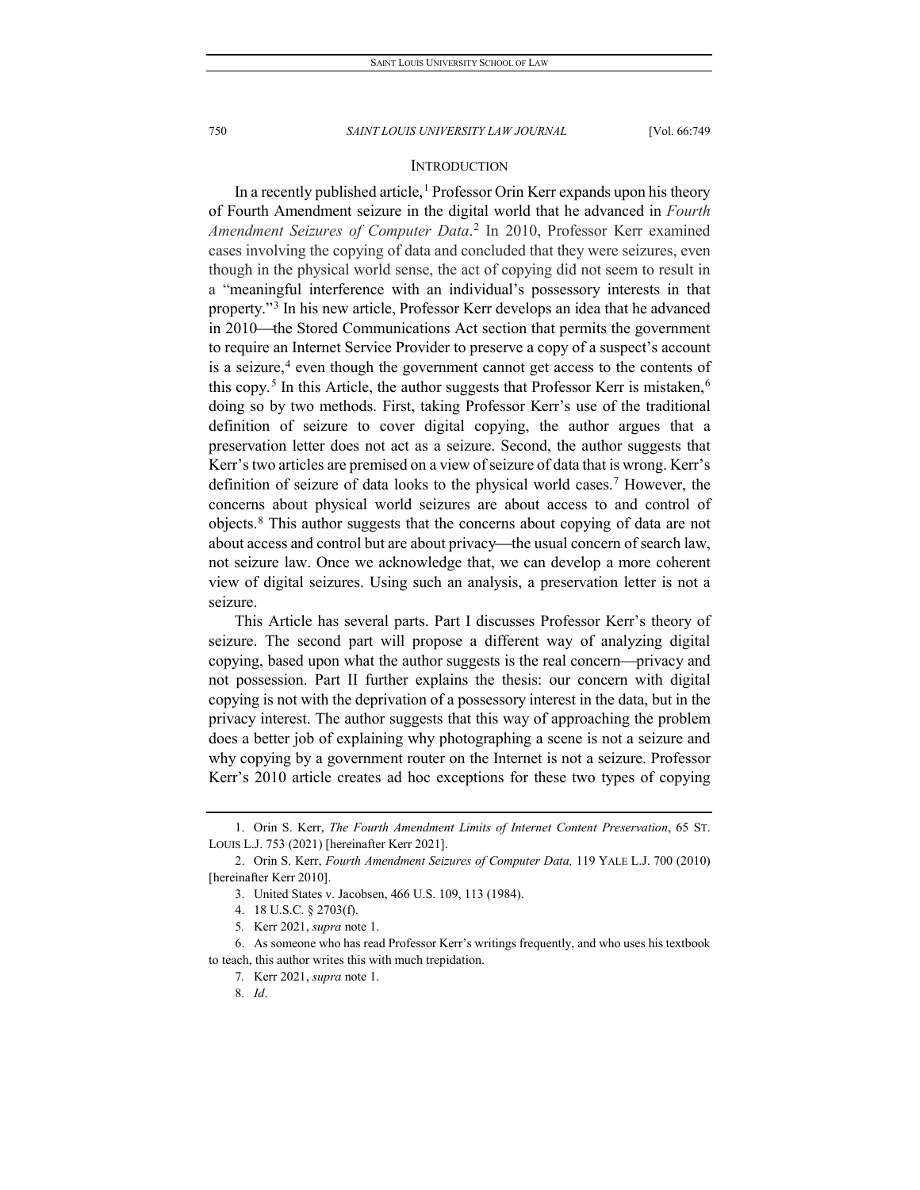## INTRODUCTION

In a recently published article,[1] Professor Orin Kerr expands upon his theory of Fourth Amendment seizure in the digital world that he advanced in *Fourth Amendment Seizures of Computer Data*.[2] In 2010, Professor Kerr examined cases involving the copying of data and concluded that they were seizures, even though in the physical world sense, the act of copying did not seem to result in a "meaningful interference with an individual's possessory interests in that property."[3] In his new article, Professor Kerr develops an idea that he advanced in 2010—the Stored Communications Act section that permits the government to require an Internet Service Provider to preserve a copy of a suspect's account is a seizure,[4] even though the government cannot get access to the contents of this copy.[5] In this Article, the author suggests that Professor Kerr is mistaken,[6] doing so by two methods. First, taking Professor Kerr's use of the traditional definition of seizure to cover digital copying, the author argues that a preservation letter does not act as a seizure. Second, the author suggests that Kerr's two articles are premised on a view of seizure of data that is wrong. Kerr's definition of seizure of data looks to the physical world cases.[7] However, the concerns about physical world seizures are about access to and control of objects.[8] This author suggests that the concerns about copying of data are not about access and control but are about privacy—the usual concern of search law, not seizure law. Once we acknowledge that, we can develop a more coherent view of digital seizures. Using such an analysis, a preservation letter is not a seizure.

This Article has several parts. Part I discusses Professor Kerr's theory of seizure. The second part will propose a different way of analyzing digital copying, based upon what the author suggests is the real concern—privacy and not possession. Part II further explains the thesis: our concern with digital copying is not with the deprivation of a possessory interest in the data, but in the privacy interest. The author suggests that this way of approaching the problem does a better job of explaining why photographing a scene is not a seizure and why copying by a government router on the Internet is not a seizure. Professor Kerr's 2010 article creates ad hoc exceptions for these two types of copying

---

1. Orin S. Kerr, *The Fourth Amendment Limits of Internet Content Preservation*, 65 ST. LOUIS L.J. 753 (2021) [hereinafter Kerr 2021].

2. Orin S. Kerr, *Fourth Amendment Seizures of Computer Data,* 119 YALE L.J. 700 (2010) [hereinafter Kerr 2010].

3. United States v. Jacobsen, 466 U.S. 109, 113 (1984).

4. 18 U.S.C. § 2703(f).

5. Kerr 2021, *supra* note 1.

6. As someone who has read Professor Kerr's writings frequently, and who uses his textbook to teach, this author writes this with much trepidation.

7. Kerr 2021, *supra* note 1.

8. *Id*.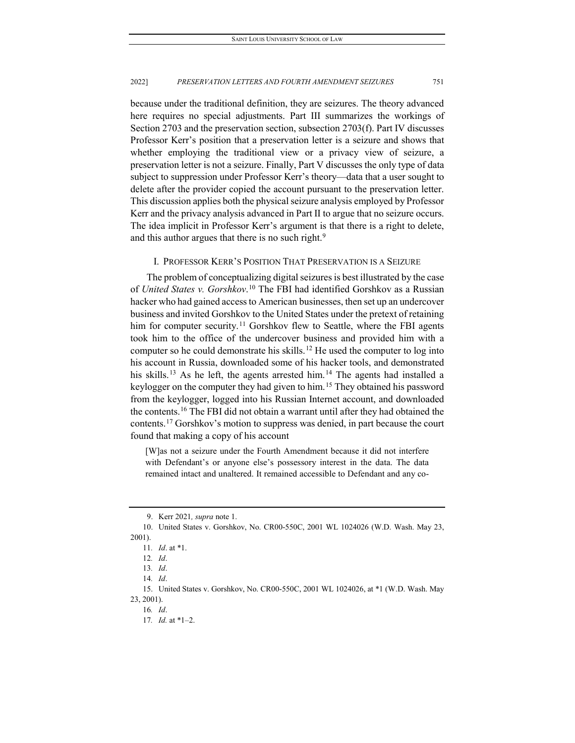because under the traditional definition, they are seizures. The theory advanced here requires no special adjustments. Part III summarizes the workings of Section 2703 and the preservation section, subsection 2703(f). Part IV discusses Professor Kerr's position that a preservation letter is a seizure and shows that whether employing the traditional view or a privacy view of seizure, a preservation letter is not a seizure. Finally, Part V discusses the only type of data subject to suppression under Professor Kerr's theory—data that a user sought to delete after the provider copied the account pursuant to the preservation letter. This discussion applies both the physical seizure analysis employed by Professor Kerr and the privacy analysis advanced in Part II to argue that no seizure occurs. The idea implicit in Professor Kerr's argument is that there is a right to delete, and this author argues that there is no such right.[9]

## I. PROFESSOR KERR'S POSITION THAT PRESERVATION IS A SEIZURE

The problem of conceptualizing digital seizures is best illustrated by the case of *United States v. Gorshkov*.[10] The FBI had identified Gorshkov as a Russian hacker who had gained access to American businesses, then set up an undercover business and invited Gorshkov to the United States under the pretext of retaining him for computer security.[11] Gorshkov flew to Seattle, where the FBI agents took him to the office of the undercover business and provided him with a computer so he could demonstrate his skills.[12] He used the computer to log into his account in Russia, downloaded some of his hacker tools, and demonstrated his skills.[13] As he left, the agents arrested him.[14] The agents had installed a keylogger on the computer they had given to him.[15] They obtained his password from the keylogger, logged into his Russian Internet account, and downloaded the contents.[16] The FBI did not obtain a warrant until after they had obtained the contents.[17] Gorshkov's motion to suppress was denied, in part because the court found that making a copy of his account

> [W]as not a seizure under the Fourth Amendment because it did not interfere with Defendant's or anyone else's possessory interest in the data. The data remained intact and unaltered. It remained accessible to Defendant and any co-

---

9. Kerr 2021*, supra* note 1.

10. United States v. Gorshkov, No. CR00-550C, 2001 WL 1024026 (W.D. Wash. May 23, 2001).

11. *Id*. at \*1.

12. *Id*.

13. *Id*.

14. *Id*.

15. United States v. Gorshkov, No. CR00-550C, 2001 WL 1024026, at \*1 (W.D. Wash. May 23, 2001).

16. *Id*.

17. *Id.* at \*1–2.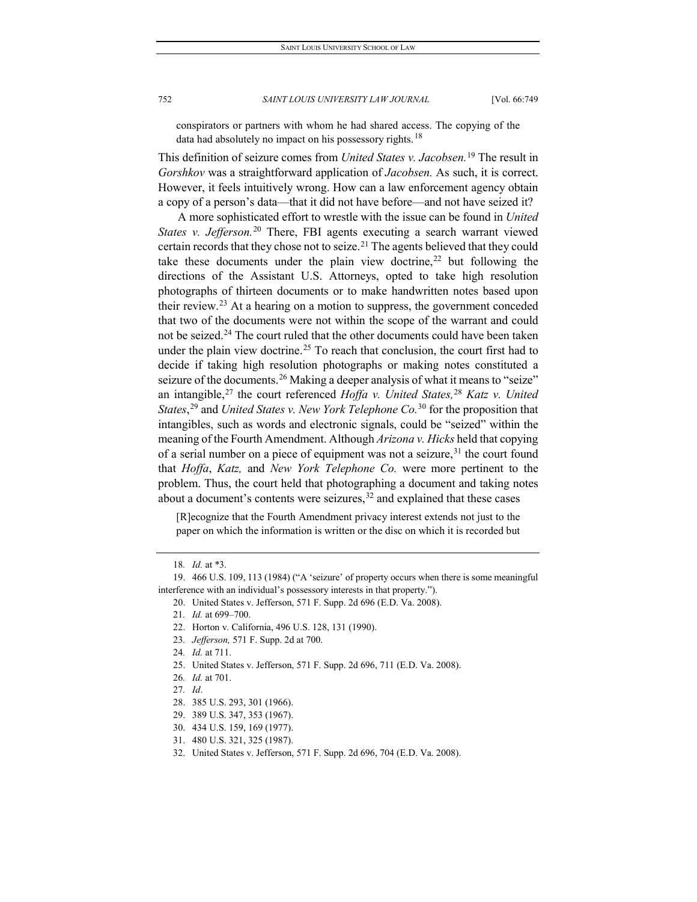conspirators or partners with whom he had shared access. The copying of the data had absolutely no impact on his possessory rights.[18]

This definition of seizure comes from *United States v. Jacobsen.*[19] The result in *Gorshkov* was a straightforward application of *Jacobsen.* As such, it is correct. However, it feels intuitively wrong. How can a law enforcement agency obtain a copy of a person's data—that it did not have before—and not have seized it?

A more sophisticated effort to wrestle with the issue can be found in *United States v. Jefferson.*[20] There, FBI agents executing a search warrant viewed certain records that they chose not to seize.[21] The agents believed that they could take these documents under the plain view doctrine,[22] but following the directions of the Assistant U.S. Attorneys, opted to take high resolution photographs of thirteen documents or to make handwritten notes based upon their review.[23] At a hearing on a motion to suppress, the government conceded that two of the documents were not within the scope of the warrant and could not be seized.[24] The court ruled that the other documents could have been taken under the plain view doctrine.[25] To reach that conclusion, the court first had to decide if taking high resolution photographs or making notes constituted a seizure of the documents.[26] Making a deeper analysis of what it means to "seize" an intangible,[27] the court referenced *Hoffa v. United States,*[28] *Katz v. United States*,[29] and *United States v. New York Telephone Co.*[30] for the proposition that intangibles, such as words and electronic signals, could be "seized" within the meaning of the Fourth Amendment. Although *Arizona v. Hicks* held that copying of a serial number on a piece of equipment was not a seizure,[31] the court found that *Hoffa*, *Katz,* and *New York Telephone Co.* were more pertinent to the problem. Thus, the court held that photographing a document and taking notes about a document's contents were seizures,[32] and explained that these cases

> [R]ecognize that the Fourth Amendment privacy interest extends not just to the paper on which the information is written or the disc on which it is recorded but

---

18. *Id.* at \*3.

19. 466 U.S. 109, 113 (1984) ("A 'seizure' of property occurs when there is some meaningful interference with an individual's possessory interests in that property.").

20. United States v. Jefferson, 571 F. Supp. 2d 696 (E.D. Va. 2008).

21. *Id.* at 699–700.

22. Horton v. California, 496 U.S. 128, 131 (1990).

23. *Jefferson,* 571 F. Supp. 2d at 700.

24. *Id.* at 711.

25. United States v. Jefferson, 571 F. Supp. 2d 696, 711 (E.D. Va. 2008).

26. *Id.* at 701.

27. *Id*.

28. 385 U.S. 293, 301 (1966).

29. 389 U.S. 347, 353 (1967).

30. 434 U.S. 159, 169 (1977).

31. 480 U.S. 321, 325 (1987).

32. United States v. Jefferson, 571 F. Supp. 2d 696, 704 (E.D. Va. 2008).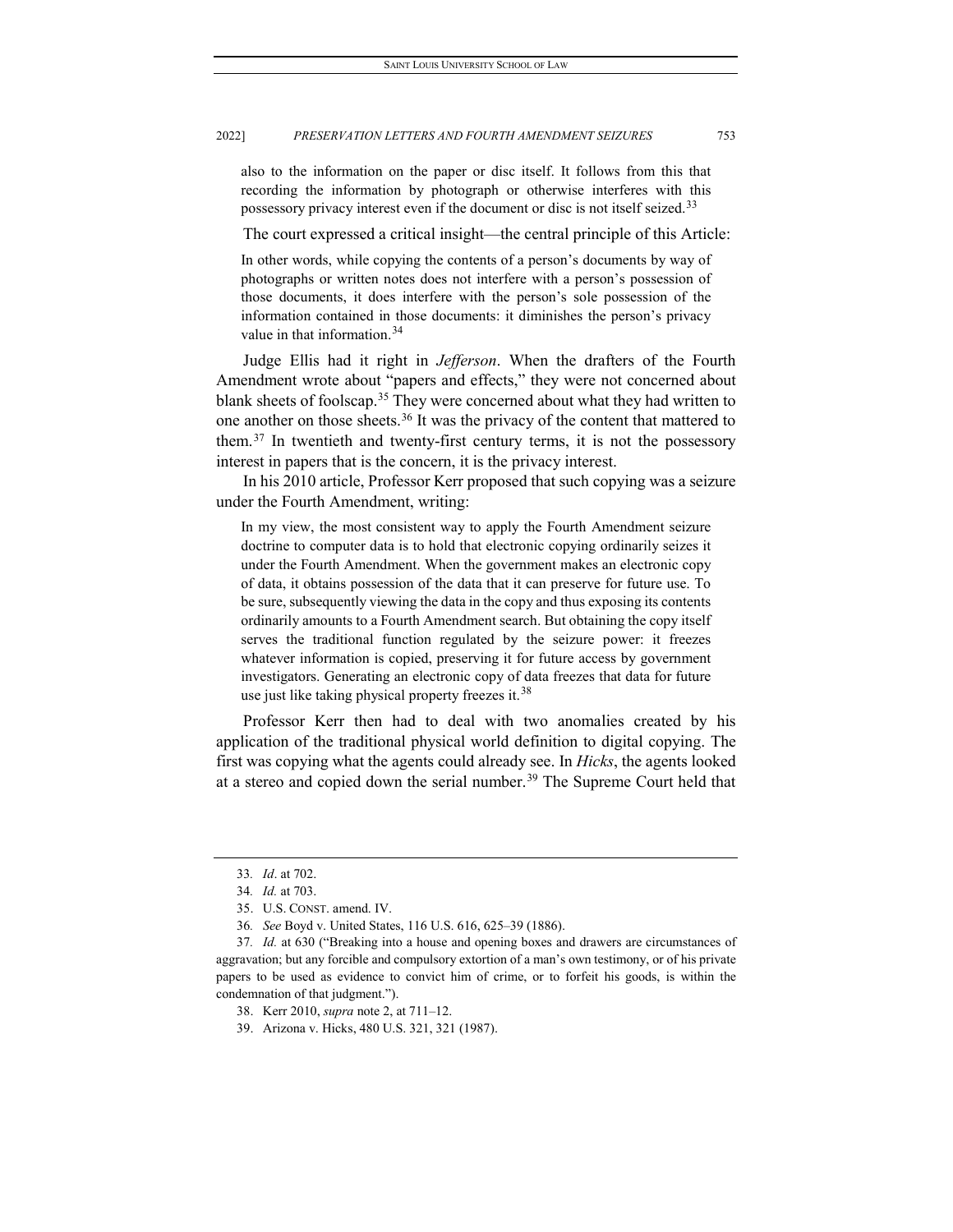also to the information on the paper or disc itself. It follows from this that recording the information by photograph or otherwise interferes with this possessory privacy interest even if the document or disc is not itself seized.[33]

The court expressed a critical insight—the central principle of this Article:

> In other words, while copying the contents of a person's documents by way of photographs or written notes does not interfere with a person's possession of those documents, it does interfere with the person's sole possession of the information contained in those documents: it diminishes the person's privacy value in that information.[34]

Judge Ellis had it right in *Jefferson*. When the drafters of the Fourth Amendment wrote about "papers and effects," they were not concerned about blank sheets of foolscap.[35] They were concerned about what they had written to one another on those sheets.[36] It was the privacy of the content that mattered to them.[37] In twentieth and twenty-first century terms, it is not the possessory interest in papers that is the concern, it is the privacy interest.

In his 2010 article, Professor Kerr proposed that such copying was a seizure under the Fourth Amendment, writing:

> In my view, the most consistent way to apply the Fourth Amendment seizure doctrine to computer data is to hold that electronic copying ordinarily seizes it under the Fourth Amendment. When the government makes an electronic copy of data, it obtains possession of the data that it can preserve for future use. To be sure, subsequently viewing the data in the copy and thus exposing its contents ordinarily amounts to a Fourth Amendment search. But obtaining the copy itself serves the traditional function regulated by the seizure power: it freezes whatever information is copied, preserving it for future access by government investigators. Generating an electronic copy of data freezes that data for future use just like taking physical property freezes it.[38]

Professor Kerr then had to deal with two anomalies created by his application of the traditional physical world definition to digital copying. The first was copying what the agents could already see. In *Hicks*, the agents looked at a stereo and copied down the serial number.[39] The Supreme Court held that

---

33. *Id*. at 702.

34. *Id.* at 703.

35. U.S. CONST. amend. IV.

36. *See* Boyd v. United States, 116 U.S. 616, 625–39 (1886).

37. *Id.* at 630 ("Breaking into a house and opening boxes and drawers are circumstances of aggravation; but any forcible and compulsory extortion of a man's own testimony, or of his private papers to be used as evidence to convict him of crime, or to forfeit his goods, is within the condemnation of that judgment.").

38. Kerr 2010, *supra* note 2, at 711–12.

39. Arizona v. Hicks, 480 U.S. 321, 321 (1987).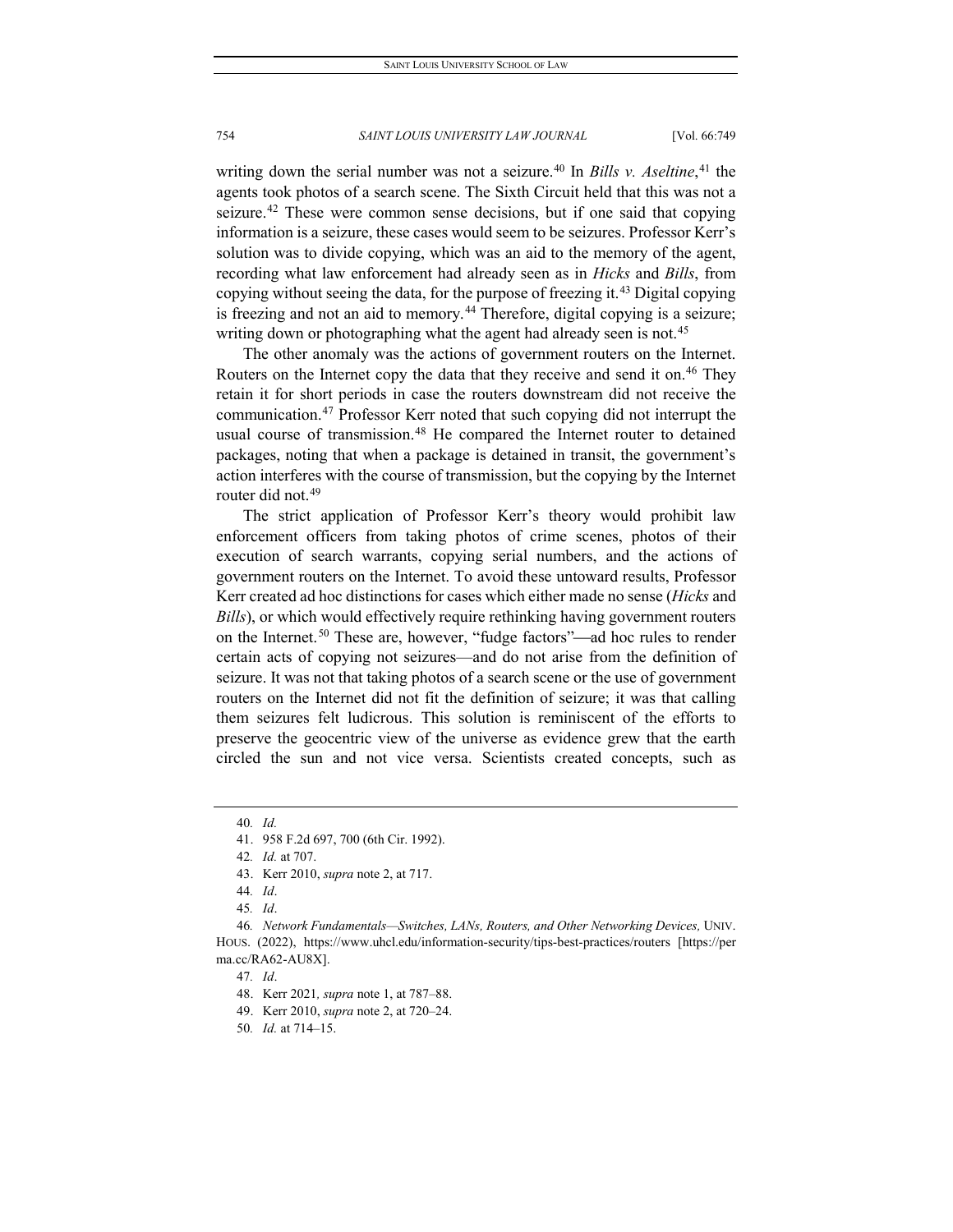writing down the serial number was not a seizure.[40] In *Bills v. Aseltine*,[41] the agents took photos of a search scene. The Sixth Circuit held that this was not a seizure.[42] These were common sense decisions, but if one said that copying information is a seizure, these cases would seem to be seizures. Professor Kerr's solution was to divide copying, which was an aid to the memory of the agent, recording what law enforcement had already seen as in *Hicks* and *Bills*, from copying without seeing the data, for the purpose of freezing it.[43] Digital copying is freezing and not an aid to memory.[44] Therefore, digital copying is a seizure; writing down or photographing what the agent had already seen is not.[45]

The other anomaly was the actions of government routers on the Internet. Routers on the Internet copy the data that they receive and send it on.[46] They retain it for short periods in case the routers downstream did not receive the communication.[47] Professor Kerr noted that such copying did not interrupt the usual course of transmission.[48] He compared the Internet router to detained packages, noting that when a package is detained in transit, the government's action interferes with the course of transmission, but the copying by the Internet router did not.[49]

The strict application of Professor Kerr's theory would prohibit law enforcement officers from taking photos of crime scenes, photos of their execution of search warrants, copying serial numbers, and the actions of government routers on the Internet. To avoid these untoward results, Professor Kerr created ad hoc distinctions for cases which either made no sense (*Hicks* and *Bills*), or which would effectively require rethinking having government routers on the Internet.[50] These are, however, "fudge factors"—ad hoc rules to render certain acts of copying not seizures—and do not arise from the definition of seizure. It was not that taking photos of a search scene or the use of government routers on the Internet did not fit the definition of seizure; it was that calling them seizures felt ludicrous. This solution is reminiscent of the efforts to preserve the geocentric view of the universe as evidence grew that the earth circled the sun and not vice versa. Scientists created concepts, such as

---

40. *Id.*

41. 958 F.2d 697, 700 (6th Cir. 1992).

42. *Id.* at 707.

43. Kerr 2010, *supra* note 2, at 717.

44. *Id*.

45. *Id*.

46. *Network Fundamentals—Switches, LANs, Routers, and Other Networking Devices,* UNIV. HOUS. (2022), https://www.uhcl.edu/information-security/tips-best-practices/routers [https://perma.cc/RA62-AU8X].

47. *Id*.

48. Kerr 2021*, supra* note 1, at 787–88.

49. Kerr 2010, *supra* note 2, at 720–24.

50. *Id.* at 714–15.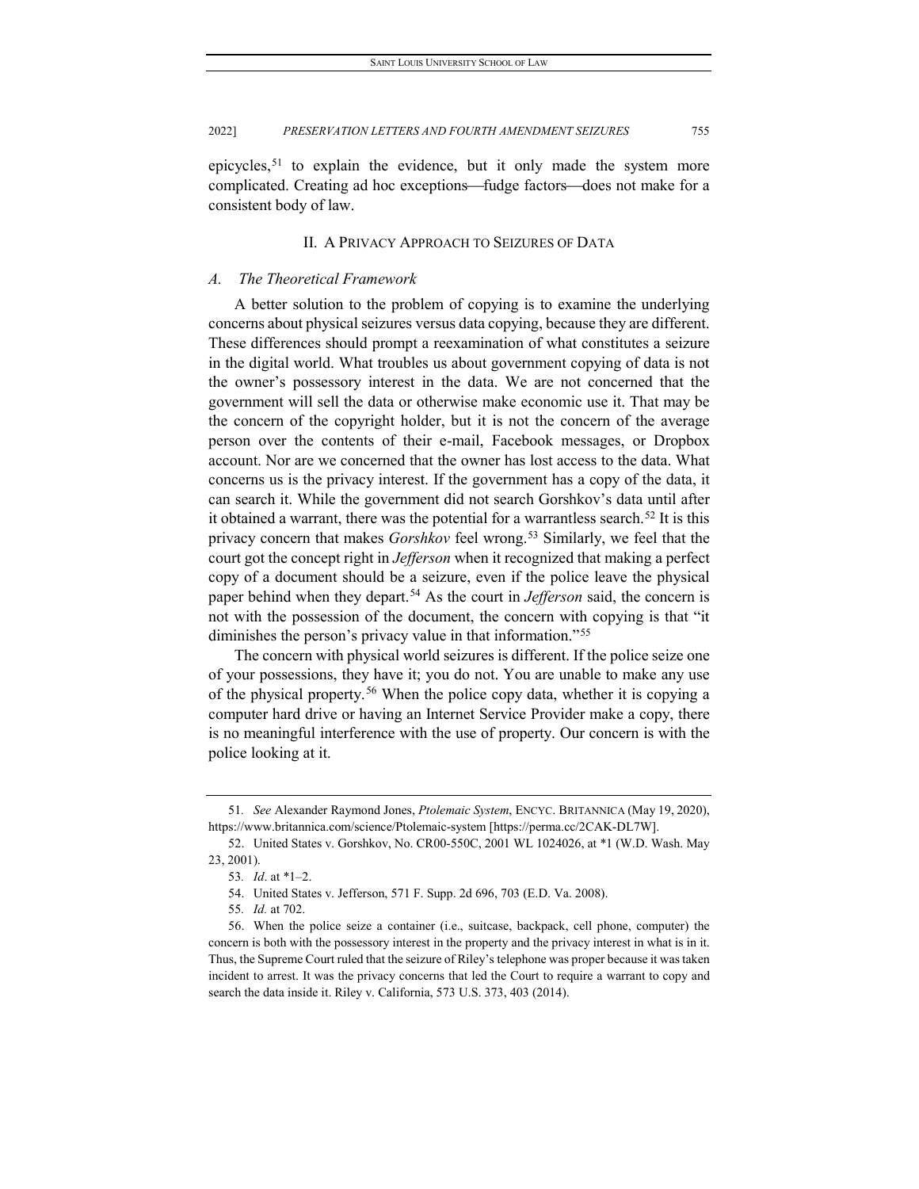epicycles,[51] to explain the evidence, but it only made the system more complicated. Creating ad hoc exceptions—fudge factors—does not make for a consistent body of law.

## II. A Privacy Approach to Seizures of Data

### *A. The Theoretical Framework*

A better solution to the problem of copying is to examine the underlying concerns about physical seizures versus data copying, because they are different. These differences should prompt a reexamination of what constitutes a seizure in the digital world. What troubles us about government copying of data is not the owner's possessory interest in the data. We are not concerned that the government will sell the data or otherwise make economic use it. That may be the concern of the copyright holder, but it is not the concern of the average person over the contents of their e-mail, Facebook messages, or Dropbox account. Nor are we concerned that the owner has lost access to the data. What concerns us is the privacy interest. If the government has a copy of the data, it can search it. While the government did not search Gorshkov's data until after it obtained a warrant, there was the potential for a warrantless search.[52] It is this privacy concern that makes *Gorshkov* feel wrong.[53] Similarly, we feel that the court got the concept right in *Jefferson* when it recognized that making a perfect copy of a document should be a seizure, even if the police leave the physical paper behind when they depart.[54] As the court in *Jefferson* said, the concern is not with the possession of the document, the concern with copying is that "it diminishes the person's privacy value in that information."[55]

The concern with physical world seizures is different. If the police seize one of your possessions, they have it; you do not. You are unable to make any use of the physical property.[56] When the police copy data, whether it is copying a computer hard drive or having an Internet Service Provider make a copy, there is no meaningful interference with the use of property. Our concern is with the police looking at it.

---

51. *See* Alexander Raymond Jones, *Ptolemaic System*, ENCYC. BRITANNICA (May 19, 2020), https://www.britannica.com/science/Ptolemaic-system [https://perma.cc/2CAK-DL7W].

52. United States v. Gorshkov, No. CR00-550C, 2001 WL 1024026, at *1 (W.D. Wash. May 23, 2001).

53. *Id*. at *1–2.

54. United States v. Jefferson, 571 F. Supp. 2d 696, 703 (E.D. Va. 2008).

55. *Id.* at 702.

56. When the police seize a container (i.e., suitcase, backpack, cell phone, computer) the concern is both with the possessory interest in the property and the privacy interest in what is in it. Thus, the Supreme Court ruled that the seizure of Riley's telephone was proper because it was taken incident to arrest. It was the privacy concerns that led the Court to require a warrant to copy and search the data inside it. Riley v. California, 573 U.S. 373, 403 (2014).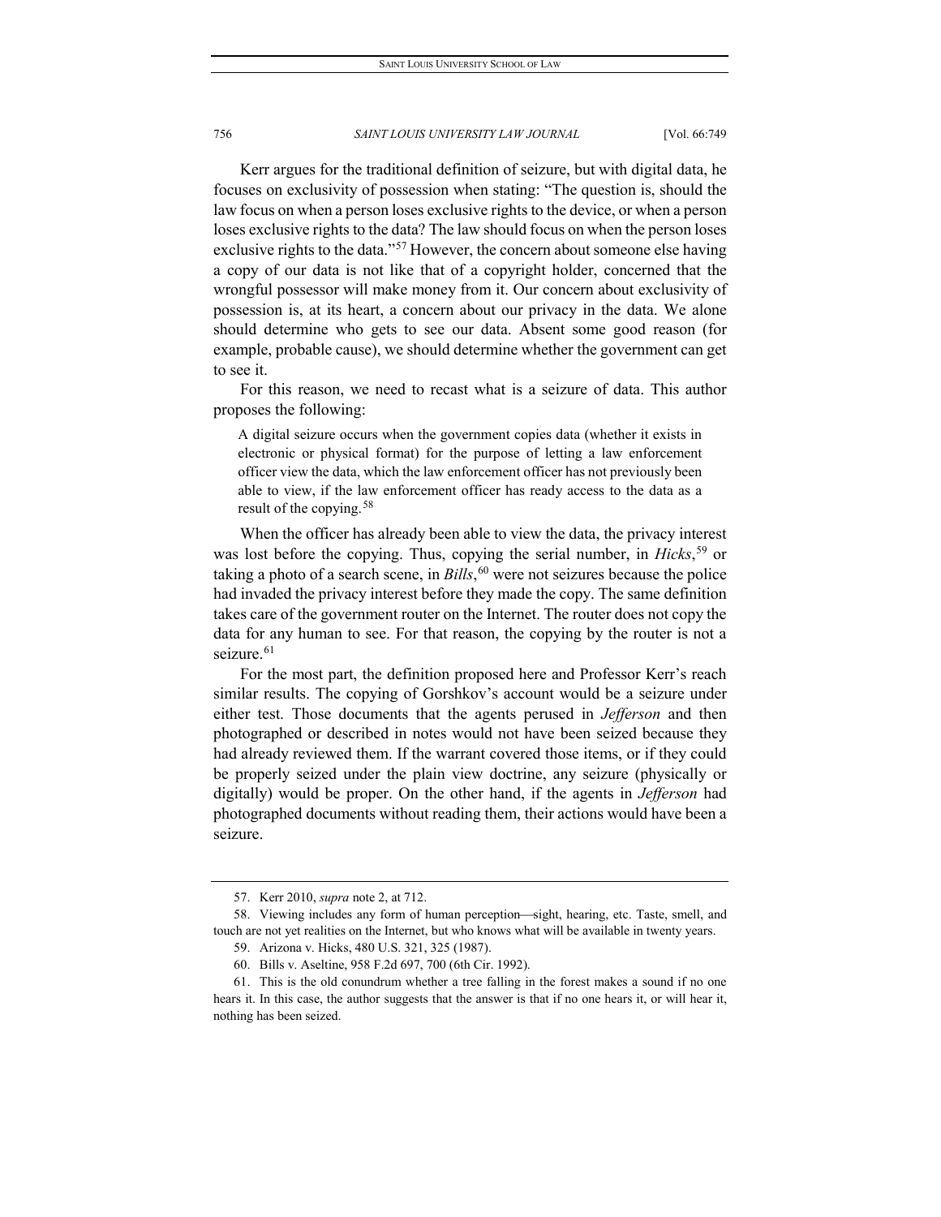Kerr argues for the traditional definition of seizure, but with digital data, he focuses on exclusivity of possession when stating: "The question is, should the law focus on when a person loses exclusive rights to the device, or when a person loses exclusive rights to the data? The law should focus on when the person loses exclusive rights to the data."[57] However, the concern about someone else having a copy of our data is not like that of a copyright holder, concerned that the wrongful possessor will make money from it. Our concern about exclusivity of possession is, at its heart, a concern about our privacy in the data. We alone should determine who gets to see our data. Absent some good reason (for example, probable cause), we should determine whether the government can get to see it.

For this reason, we need to recast what is a seizure of data. This author proposes the following:

> A digital seizure occurs when the government copies data (whether it exists in electronic or physical format) for the purpose of letting a law enforcement officer view the data, which the law enforcement officer has not previously been able to view, if the law enforcement officer has ready access to the data as a result of the copying.[58]

When the officer has already been able to view the data, the privacy interest was lost before the copying. Thus, copying the serial number, in *Hicks*,[59] or taking a photo of a search scene, in *Bills*,[60] were not seizures because the police had invaded the privacy interest before they made the copy. The same definition takes care of the government router on the Internet. The router does not copy the data for any human to see. For that reason, the copying by the router is not a seizure.[61]

For the most part, the definition proposed here and Professor Kerr's reach similar results. The copying of Gorshkov's account would be a seizure under either test. Those documents that the agents perused in *Jefferson* and then photographed or described in notes would not have been seized because they had already reviewed them. If the warrant covered those items, or if they could be properly seized under the plain view doctrine, any seizure (physically or digitally) would be proper. On the other hand, if the agents in *Jefferson* had photographed documents without reading them, their actions would have been a seizure.

---

57. Kerr 2010, *supra* note 2, at 712.

58. Viewing includes any form of human perception—sight, hearing, etc. Taste, smell, and touch are not yet realities on the Internet, but who knows what will be available in twenty years.

59. Arizona v. Hicks, 480 U.S. 321, 325 (1987).

60. Bills v. Aseltine, 958 F.2d 697, 700 (6th Cir. 1992).

61. This is the old conundrum whether a tree falling in the forest makes a sound if no one hears it. In this case, the author suggests that the answer is that if no one hears it, or will hear it, nothing has been seized.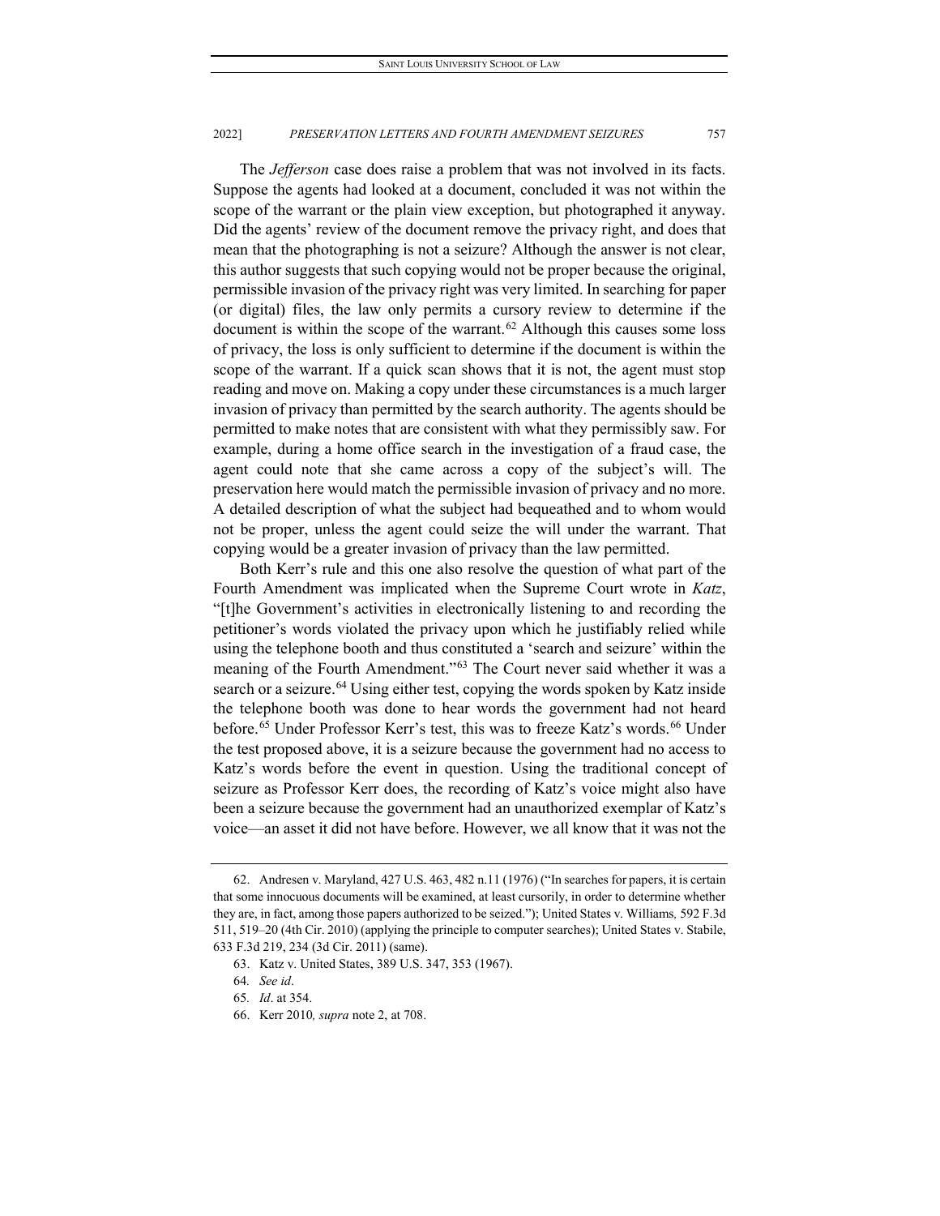The *Jefferson* case does raise a problem that was not involved in its facts. Suppose the agents had looked at a document, concluded it was not within the scope of the warrant or the plain view exception, but photographed it anyway. Did the agents' review of the document remove the privacy right, and does that mean that the photographing is not a seizure? Although the answer is not clear, this author suggests that such copying would not be proper because the original, permissible invasion of the privacy right was very limited. In searching for paper (or digital) files, the law only permits a cursory review to determine if the document is within the scope of the warrant.[62] Although this causes some loss of privacy, the loss is only sufficient to determine if the document is within the scope of the warrant. If a quick scan shows that it is not, the agent must stop reading and move on. Making a copy under these circumstances is a much larger invasion of privacy than permitted by the search authority. The agents should be permitted to make notes that are consistent with what they permissibly saw. For example, during a home office search in the investigation of a fraud case, the agent could note that she came across a copy of the subject's will. The preservation here would match the permissible invasion of privacy and no more. A detailed description of what the subject had bequeathed and to whom would not be proper, unless the agent could seize the will under the warrant. That copying would be a greater invasion of privacy than the law permitted.

Both Kerr's rule and this one also resolve the question of what part of the Fourth Amendment was implicated when the Supreme Court wrote in *Katz*, "[t]he Government's activities in electronically listening to and recording the petitioner's words violated the privacy upon which he justifiably relied while using the telephone booth and thus constituted a 'search and seizure' within the meaning of the Fourth Amendment."[63] The Court never said whether it was a search or a seizure.[64] Using either test, copying the words spoken by Katz inside the telephone booth was done to hear words the government had not heard before.[65] Under Professor Kerr's test, this was to freeze Katz's words.[66] Under the test proposed above, it is a seizure because the government had no access to Katz's words before the event in question. Using the traditional concept of seizure as Professor Kerr does, the recording of Katz's voice might also have been a seizure because the government had an unauthorized exemplar of Katz's voice—an asset it did not have before. However, we all know that it was not the

---

62. Andresen v. Maryland, 427 U.S. 463, 482 n.11 (1976) ("In searches for papers, it is certain that some innocuous documents will be examined, at least cursorily, in order to determine whether they are, in fact, among those papers authorized to be seized."); United States v. Williams, 592 F.3d 511, 519–20 (4th Cir. 2010) (applying the principle to computer searches); United States v. Stabile, 633 F.3d 219, 234 (3d Cir. 2011) (same).

63. Katz v. United States, 389 U.S. 347, 353 (1967).

64. *See id*.

65. *Id*. at 354.

66. Kerr 2010*, supra* note 2, at 708.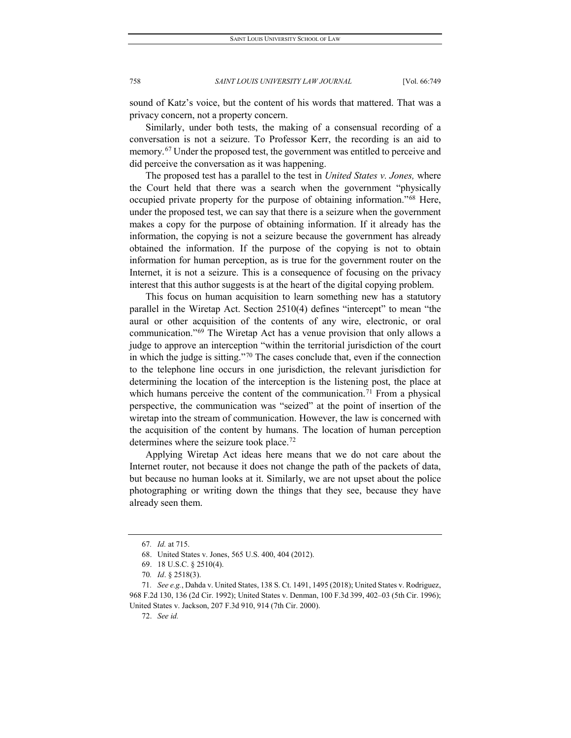sound of Katz's voice, but the content of his words that mattered. That was a privacy concern, not a property concern.

Similarly, under both tests, the making of a consensual recording of a conversation is not a seizure. To Professor Kerr, the recording is an aid to memory.[67] Under the proposed test, the government was entitled to perceive and did perceive the conversation as it was happening.

The proposed test has a parallel to the test in *United States v. Jones,* where the Court held that there was a search when the government "physically occupied private property for the purpose of obtaining information."[68] Here, under the proposed test, we can say that there is a seizure when the government makes a copy for the purpose of obtaining information. If it already has the information, the copying is not a seizure because the government has already obtained the information. If the purpose of the copying is not to obtain information for human perception, as is true for the government router on the Internet, it is not a seizure. This is a consequence of focusing on the privacy interest that this author suggests is at the heart of the digital copying problem.

This focus on human acquisition to learn something new has a statutory parallel in the Wiretap Act. Section 2510(4) defines "intercept" to mean "the aural or other acquisition of the contents of any wire, electronic, or oral communication."[69] The Wiretap Act has a venue provision that only allows a judge to approve an interception "within the territorial jurisdiction of the court in which the judge is sitting."[70] The cases conclude that, even if the connection to the telephone line occurs in one jurisdiction, the relevant jurisdiction for determining the location of the interception is the listening post, the place at which humans perceive the content of the communication.[71] From a physical perspective, the communication was "seized" at the point of insertion of the wiretap into the stream of communication. However, the law is concerned with the acquisition of the content by humans. The location of human perception determines where the seizure took place.[72]

Applying Wiretap Act ideas here means that we do not care about the Internet router, not because it does not change the path of the packets of data, but because no human looks at it. Similarly, we are not upset about the police photographing or writing down the things that they see, because they have already seen them.

---

67. *Id.* at 715.

68. United States v. Jones, 565 U.S. 400, 404 (2012).

69. 18 U.S.C. § 2510(4).

70. *Id*. § 2518(3).

71. *See e.g.*, Dahda v. United States, 138 S. Ct. 1491, 1495 (2018); United States v. Rodriguez, 968 F.2d 130, 136 (2d Cir. 1992); United States v. Denman, 100 F.3d 399, 402–03 (5th Cir. 1996); United States v. Jackson, 207 F.3d 910, 914 (7th Cir. 2000).

72. *See id.*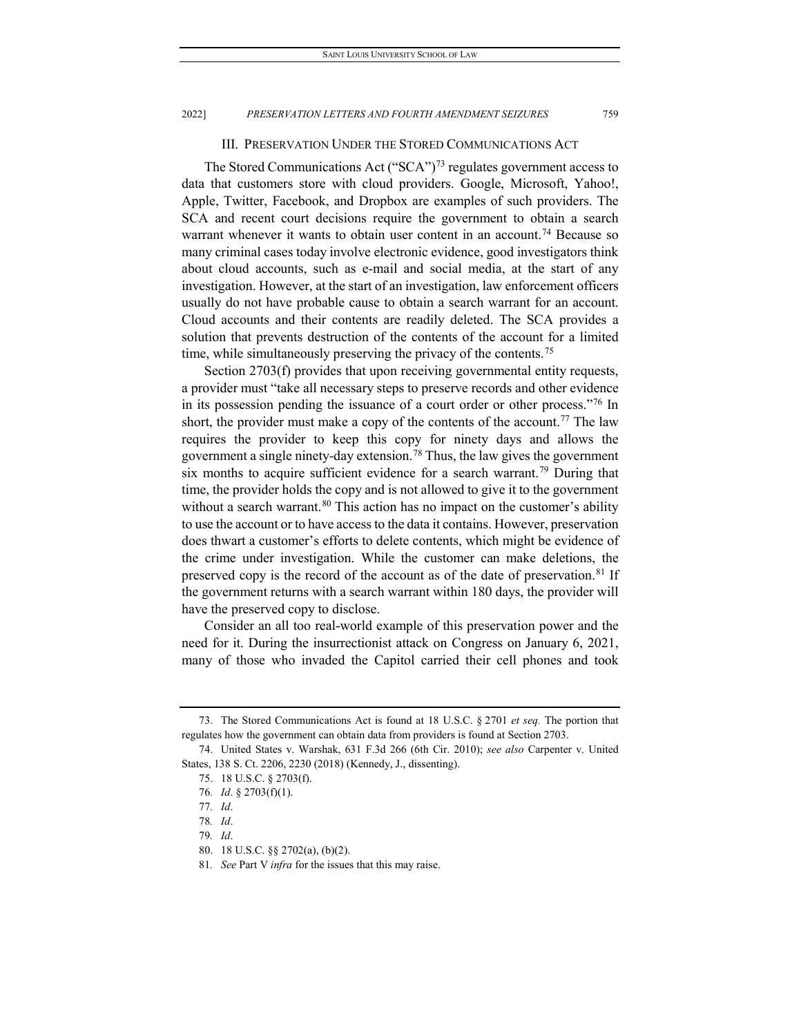## III. PRESERVATION UNDER THE STORED COMMUNICATIONS ACT

The Stored Communications Act ("SCA")[73] regulates government access to data that customers store with cloud providers. Google, Microsoft, Yahoo!, Apple, Twitter, Facebook, and Dropbox are examples of such providers. The SCA and recent court decisions require the government to obtain a search warrant whenever it wants to obtain user content in an account.[74] Because so many criminal cases today involve electronic evidence, good investigators think about cloud accounts, such as e-mail and social media, at the start of any investigation. However, at the start of an investigation, law enforcement officers usually do not have probable cause to obtain a search warrant for an account. Cloud accounts and their contents are readily deleted. The SCA provides a solution that prevents destruction of the contents of the account for a limited time, while simultaneously preserving the privacy of the contents.[75]

Section 2703(f) provides that upon receiving governmental entity requests, a provider must "take all necessary steps to preserve records and other evidence in its possession pending the issuance of a court order or other process."[76] In short, the provider must make a copy of the contents of the account.[77] The law requires the provider to keep this copy for ninety days and allows the government a single ninety-day extension.[78] Thus, the law gives the government six months to acquire sufficient evidence for a search warrant.[79] During that time, the provider holds the copy and is not allowed to give it to the government without a search warrant.[80] This action has no impact on the customer's ability to use the account or to have access to the data it contains. However, preservation does thwart a customer's efforts to delete contents, which might be evidence of the crime under investigation. While the customer can make deletions, the preserved copy is the record of the account as of the date of preservation.[81] If the government returns with a search warrant within 180 days, the provider will have the preserved copy to disclose.

Consider an all too real-world example of this preservation power and the need for it. During the insurrectionist attack on Congress on January 6, 2021, many of those who invaded the Capitol carried their cell phones and took

---

73. The Stored Communications Act is found at 18 U.S.C. § 2701 *et seq.* The portion that regulates how the government can obtain data from providers is found at Section 2703.

74. United States v. Warshak, 631 F.3d 266 (6th Cir. 2010); *see also* Carpenter v. United States, 138 S. Ct. 2206, 2230 (2018) (Kennedy, J., dissenting).

75. 18 U.S.C. § 2703(f).

76. *Id*. § 2703(f)(1).

77. *Id*.

78. *Id*.

79. *Id*.

80. 18 U.S.C. §§ 2702(a), (b)(2).

81. *See* Part V *infra* for the issues that this may raise.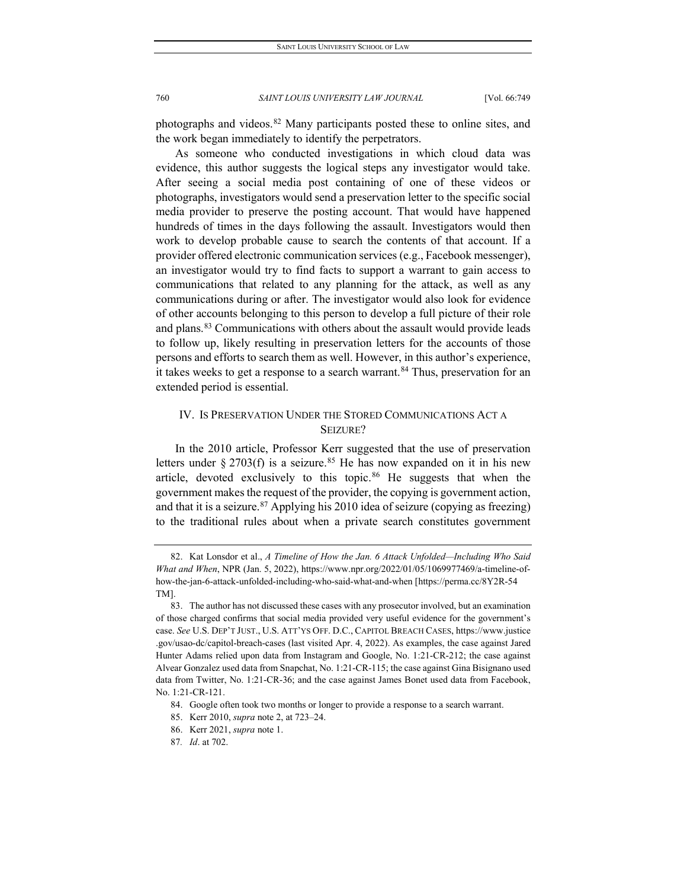photographs and videos.[82] Many participants posted these to online sites, and the work began immediately to identify the perpetrators.

As someone who conducted investigations in which cloud data was evidence, this author suggests the logical steps any investigator would take. After seeing a social media post containing of one of these videos or photographs, investigators would send a preservation letter to the specific social media provider to preserve the posting account. That would have happened hundreds of times in the days following the assault. Investigators would then work to develop probable cause to search the contents of that account. If a provider offered electronic communication services (e.g., Facebook messenger), an investigator would try to find facts to support a warrant to gain access to communications that related to any planning for the attack, as well as any communications during or after. The investigator would also look for evidence of other accounts belonging to this person to develop a full picture of their role and plans.[83] Communications with others about the assault would provide leads to follow up, likely resulting in preservation letters for the accounts of those persons and efforts to search them as well. However, in this author's experience, it takes weeks to get a response to a search warrant.[84] Thus, preservation for an extended period is essential.

## IV. IS PRESERVATION UNDER THE STORED COMMUNICATIONS ACT A SEIZURE?

In the 2010 article, Professor Kerr suggested that the use of preservation letters under § 2703(f) is a seizure.[85] He has now expanded on it in his new article, devoted exclusively to this topic.[86] He suggests that when the government makes the request of the provider, the copying is government action, and that it is a seizure.[87] Applying his 2010 idea of seizure (copying as freezing) to the traditional rules about when a private search constitutes government

---

82. Kat Lonsdor et al., *A Timeline of How the Jan. 6 Attack Unfolded—Including Who Said What and When*, NPR (Jan. 5, 2022), https://www.npr.org/2022/01/05/1069977469/a-timeline-of-how-the-jan-6-attack-unfolded-including-who-said-what-and-when [https://perma.cc/8Y2R-54TM].

83. The author has not discussed these cases with any prosecutor involved, but an examination of those charged confirms that social media provided very useful evidence for the government's case. *See* U.S. DEP'T JUST., U.S. ATT'YS OFF. D.C., CAPITOL BREACH CASES, https://www.justice.gov/usao-dc/capitol-breach-cases (last visited Apr. 4, 2022). As examples, the case against Jared Hunter Adams relied upon data from Instagram and Google, No. 1:21-CR-212; the case against Alvear Gonzalez used data from Snapchat, No. 1:21-CR-115; the case against Gina Bisignano used data from Twitter, No. 1:21-CR-36; and the case against James Bonet used data from Facebook, No. 1:21-CR-121.

84. Google often took two months or longer to provide a response to a search warrant.

85. Kerr 2010, *supra* note 2, at 723–24.

86. Kerr 2021, *supra* note 1.

87. *Id*. at 702.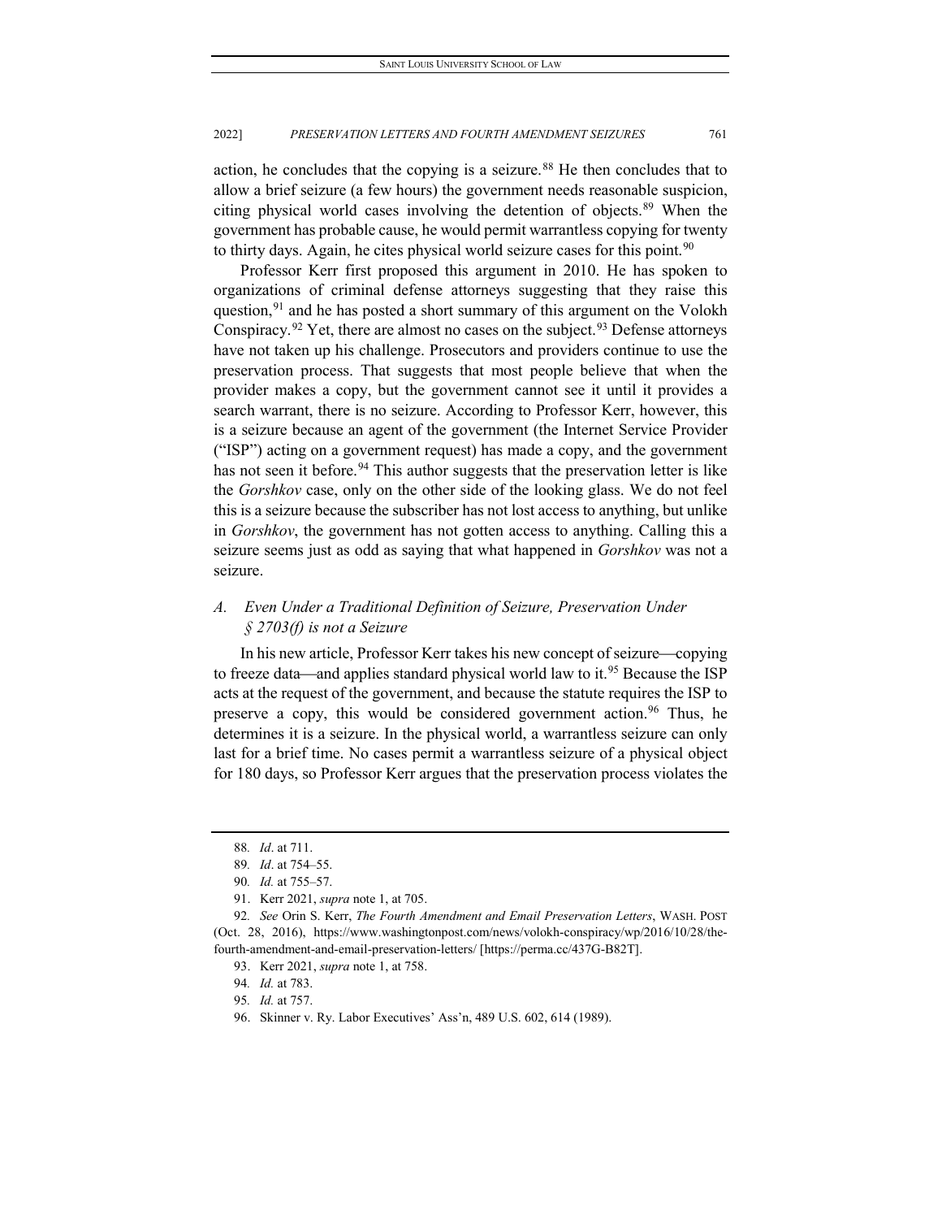action, he concludes that the copying is a seizure.[88] He then concludes that to allow a brief seizure (a few hours) the government needs reasonable suspicion, citing physical world cases involving the detention of objects.[89] When the government has probable cause, he would permit warrantless copying for twenty to thirty days. Again, he cites physical world seizure cases for this point.[90]

Professor Kerr first proposed this argument in 2010. He has spoken to organizations of criminal defense attorneys suggesting that they raise this question,[91] and he has posted a short summary of this argument on the Volokh Conspiracy.[92] Yet, there are almost no cases on the subject.[93] Defense attorneys have not taken up his challenge. Prosecutors and providers continue to use the preservation process. That suggests that most people believe that when the provider makes a copy, but the government cannot see it until it provides a search warrant, there is no seizure. According to Professor Kerr, however, this is a seizure because an agent of the government (the Internet Service Provider ("ISP") acting on a government request) has made a copy, and the government has not seen it before.[94] This author suggests that the preservation letter is like the *Gorshkov* case, only on the other side of the looking glass. We do not feel this is a seizure because the subscriber has not lost access to anything, but unlike in *Gorshkov*, the government has not gotten access to anything. Calling this a seizure seems just as odd as saying that what happened in *Gorshkov* was not a seizure.

### *A. Even Under a Traditional Definition of Seizure, Preservation Under § 2703(f) is not a Seizure*

In his new article, Professor Kerr takes his new concept of seizure—copying to freeze data—and applies standard physical world law to it.[95] Because the ISP acts at the request of the government, and because the statute requires the ISP to preserve a copy, this would be considered government action.[96] Thus, he determines it is a seizure. In the physical world, a warrantless seizure can only last for a brief time. No cases permit a warrantless seizure of a physical object for 180 days, so Professor Kerr argues that the preservation process violates the

---

88. *Id*. at 711.

89. *Id*. at 754–55.

90. *Id.* at 755–57.

91. Kerr 2021, *supra* note 1, at 705.

92. *See* Orin S. Kerr, *The Fourth Amendment and Email Preservation Letters*, WASH. POST (Oct. 28, 2016), https://www.washingtonpost.com/news/volokh-conspiracy/wp/2016/10/28/the-fourth-amendment-and-email-preservation-letters/ [https://perma.cc/437G-B82T].

93. Kerr 2021, *supra* note 1, at 758.

94. *Id.* at 783.

95. *Id.* at 757.

96. Skinner v. Ry. Labor Executives' Ass'n, 489 U.S. 602, 614 (1989).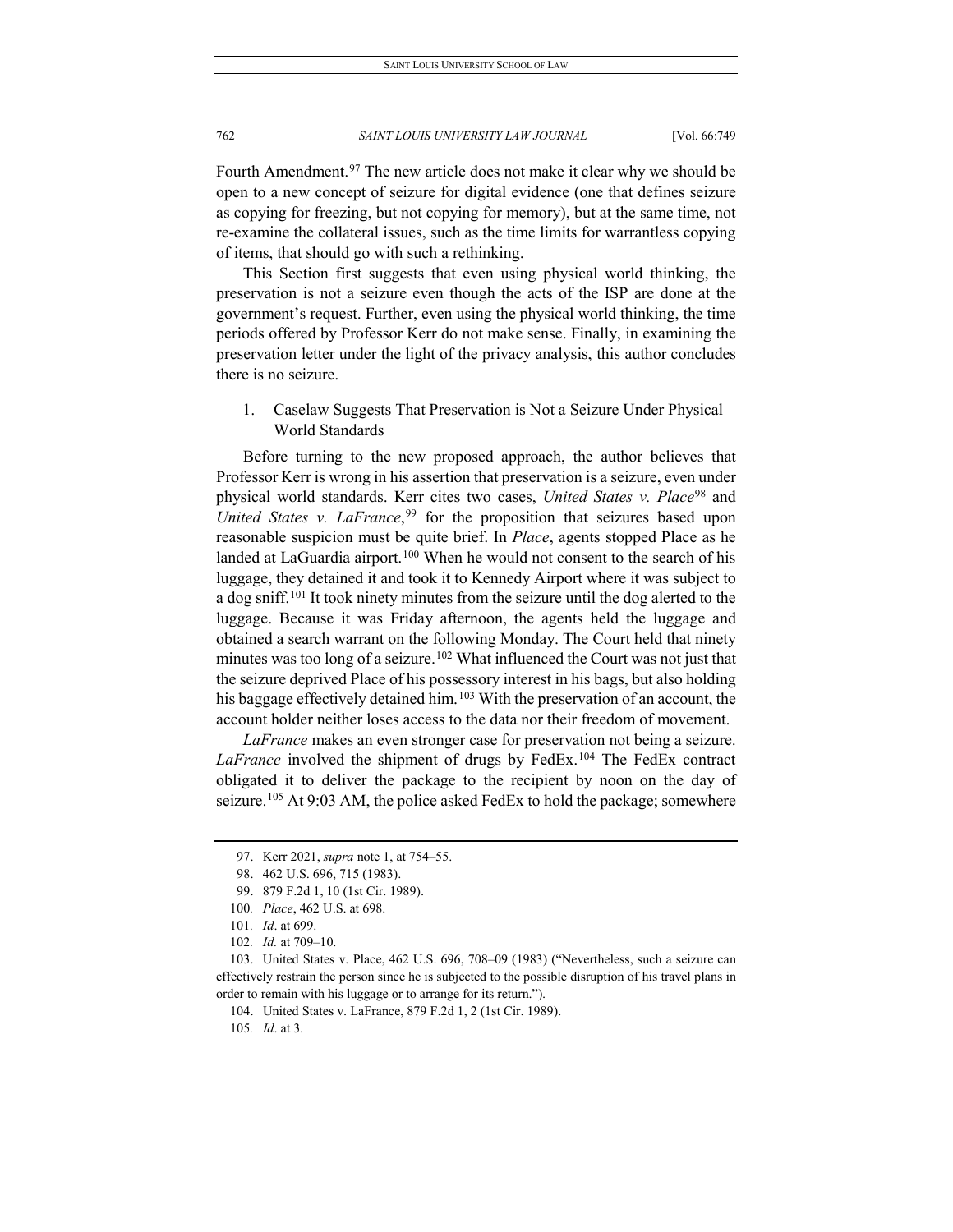Fourth Amendment.[97] The new article does not make it clear why we should be open to a new concept of seizure for digital evidence (one that defines seizure as copying for freezing, but not copying for memory), but at the same time, not re-examine the collateral issues, such as the time limits for warrantless copying of items, that should go with such a rethinking.

This Section first suggests that even using physical world thinking, the preservation is not a seizure even though the acts of the ISP are done at the government's request. Further, even using the physical world thinking, the time periods offered by Professor Kerr do not make sense. Finally, in examining the preservation letter under the light of the privacy analysis, this author concludes there is no seizure.

1. Caselaw Suggests That Preservation is Not a Seizure Under Physical World Standards

Before turning to the new proposed approach, the author believes that Professor Kerr is wrong in his assertion that preservation is a seizure, even under physical world standards. Kerr cites two cases, *United States v. Place*[98] and *United States v. LaFrance*,[99] for the proposition that seizures based upon reasonable suspicion must be quite brief. In *Place*, agents stopped Place as he landed at LaGuardia airport.[100] When he would not consent to the search of his luggage, they detained it and took it to Kennedy Airport where it was subject to a dog sniff.[101] It took ninety minutes from the seizure until the dog alerted to the luggage. Because it was Friday afternoon, the agents held the luggage and obtained a search warrant on the following Monday. The Court held that ninety minutes was too long of a seizure.[102] What influenced the Court was not just that the seizure deprived Place of his possessory interest in his bags, but also holding his baggage effectively detained him.[103] With the preservation of an account, the account holder neither loses access to the data nor their freedom of movement.

*LaFrance* makes an even stronger case for preservation not being a seizure. *LaFrance* involved the shipment of drugs by FedEx.[104] The FedEx contract obligated it to deliver the package to the recipient by noon on the day of seizure.[105] At 9:03 AM, the police asked FedEx to hold the package; somewhere

---

97. Kerr 2021, *supra* note 1, at 754–55.

98. 462 U.S. 696, 715 (1983).

99. 879 F.2d 1, 10 (1st Cir. 1989).

100. *Place*, 462 U.S. at 698.

101. *Id*. at 699.

102. *Id.* at 709–10.

103. United States v. Place, 462 U.S. 696, 708–09 (1983) ("Nevertheless, such a seizure can effectively restrain the person since he is subjected to the possible disruption of his travel plans in order to remain with his luggage or to arrange for its return.").

104. United States v. LaFrance, 879 F.2d 1, 2 (1st Cir. 1989).

105. *Id*. at 3.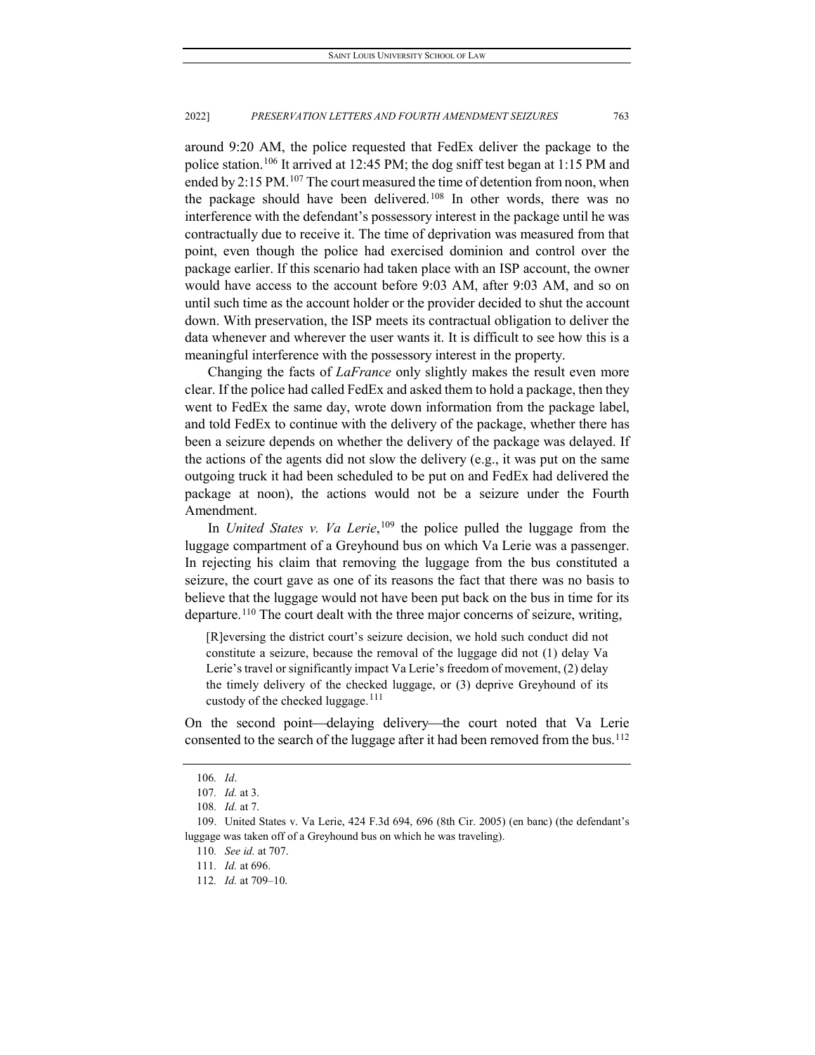around 9:20 AM, the police requested that FedEx deliver the package to the police station.[106] It arrived at 12:45 PM; the dog sniff test began at 1:15 PM and ended by 2:15 PM.[107] The court measured the time of detention from noon, when the package should have been delivered.[108] In other words, there was no interference with the defendant's possessory interest in the package until he was contractually due to receive it. The time of deprivation was measured from that point, even though the police had exercised dominion and control over the package earlier. If this scenario had taken place with an ISP account, the owner would have access to the account before 9:03 AM, after 9:03 AM, and so on until such time as the account holder or the provider decided to shut the account down. With preservation, the ISP meets its contractual obligation to deliver the data whenever and wherever the user wants it. It is difficult to see how this is a meaningful interference with the possessory interest in the property.

Changing the facts of *LaFrance* only slightly makes the result even more clear. If the police had called FedEx and asked them to hold a package, then they went to FedEx the same day, wrote down information from the package label, and told FedEx to continue with the delivery of the package, whether there has been a seizure depends on whether the delivery of the package was delayed. If the actions of the agents did not slow the delivery (e.g., it was put on the same outgoing truck it had been scheduled to be put on and FedEx had delivered the package at noon), the actions would not be a seizure under the Fourth Amendment.

In *United States v. Va Lerie*,[109] the police pulled the luggage from the luggage compartment of a Greyhound bus on which Va Lerie was a passenger. In rejecting his claim that removing the luggage from the bus constituted a seizure, the court gave as one of its reasons the fact that there was no basis to believe that the luggage would not have been put back on the bus in time for its departure.[110] The court dealt with the three major concerns of seizure, writing,

> [R]eversing the district court's seizure decision, we hold such conduct did not constitute a seizure, because the removal of the luggage did not (1) delay Va Lerie's travel or significantly impact Va Lerie's freedom of movement, (2) delay the timely delivery of the checked luggage, or (3) deprive Greyhound of its custody of the checked luggage.[111]

On the second point—delaying delivery—the court noted that Va Lerie consented to the search of the luggage after it had been removed from the bus.[112]

---

106. *Id*.

107. *Id.* at 3.

108. *Id.* at 7.

109. United States v. Va Lerie, 424 F.3d 694, 696 (8th Cir. 2005) (en banc) (the defendant's luggage was taken off of a Greyhound bus on which he was traveling).

110. *See id.* at 707.

111. *Id.* at 696.

112. *Id.* at 709–10.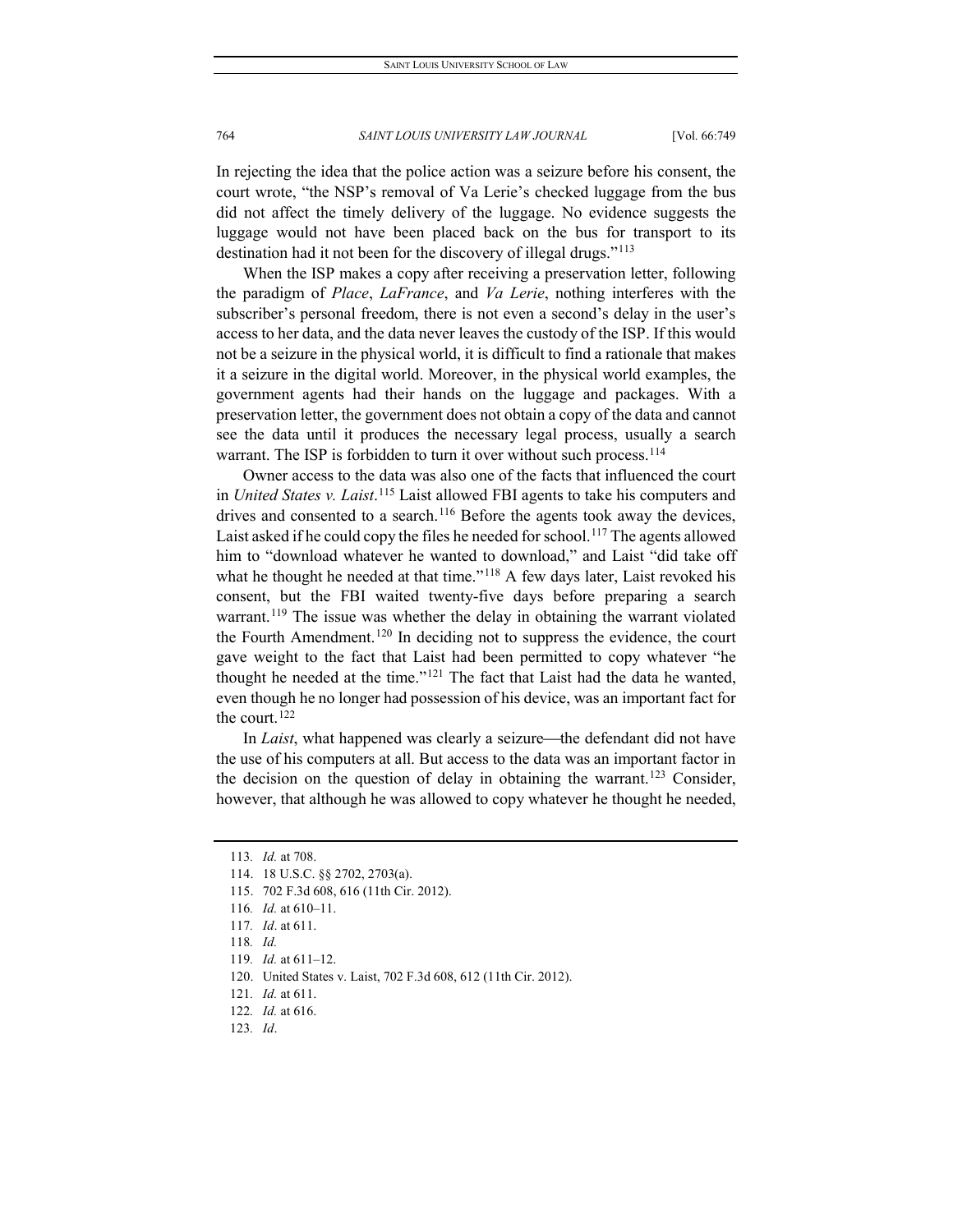In rejecting the idea that the police action was a seizure before his consent, the court wrote, "the NSP's removal of Va Lerie's checked luggage from the bus did not affect the timely delivery of the luggage. No evidence suggests the luggage would not have been placed back on the bus for transport to its destination had it not been for the discovery of illegal drugs."[113]

When the ISP makes a copy after receiving a preservation letter, following the paradigm of *Place*, *LaFrance*, and *Va Lerie*, nothing interferes with the subscriber's personal freedom, there is not even a second's delay in the user's access to her data, and the data never leaves the custody of the ISP. If this would not be a seizure in the physical world, it is difficult to find a rationale that makes it a seizure in the digital world. Moreover, in the physical world examples, the government agents had their hands on the luggage and packages. With a preservation letter, the government does not obtain a copy of the data and cannot see the data until it produces the necessary legal process, usually a search warrant. The ISP is forbidden to turn it over without such process.[114]

Owner access to the data was also one of the facts that influenced the court in *United States v. Laist*.[115] Laist allowed FBI agents to take his computers and drives and consented to a search.[116] Before the agents took away the devices, Laist asked if he could copy the files he needed for school.[117] The agents allowed him to "download whatever he wanted to download," and Laist "did take off what he thought he needed at that time."[118] A few days later, Laist revoked his consent, but the FBI waited twenty-five days before preparing a search warrant.[119] The issue was whether the delay in obtaining the warrant violated the Fourth Amendment.[120] In deciding not to suppress the evidence, the court gave weight to the fact that Laist had been permitted to copy whatever "he thought he needed at the time."[121] The fact that Laist had the data he wanted, even though he no longer had possession of his device, was an important fact for the court.[122]

In *Laist*, what happened was clearly a seizure—the defendant did not have the use of his computers at all. But access to the data was an important factor in the decision on the question of delay in obtaining the warrant.[123] Consider, however, that although he was allowed to copy whatever he thought he needed,

---

113. *Id.* at 708.
114. 18 U.S.C. §§ 2702, 2703(a).
115. 702 F.3d 608, 616 (11th Cir. 2012).
116. *Id.* at 610–11.
117. *Id*. at 611.
118. *Id.*
119. *Id.* at 611–12.
120. United States v. Laist, 702 F.3d 608, 612 (11th Cir. 2012).
121. *Id.* at 611.
122. *Id.* at 616.
123. *Id*.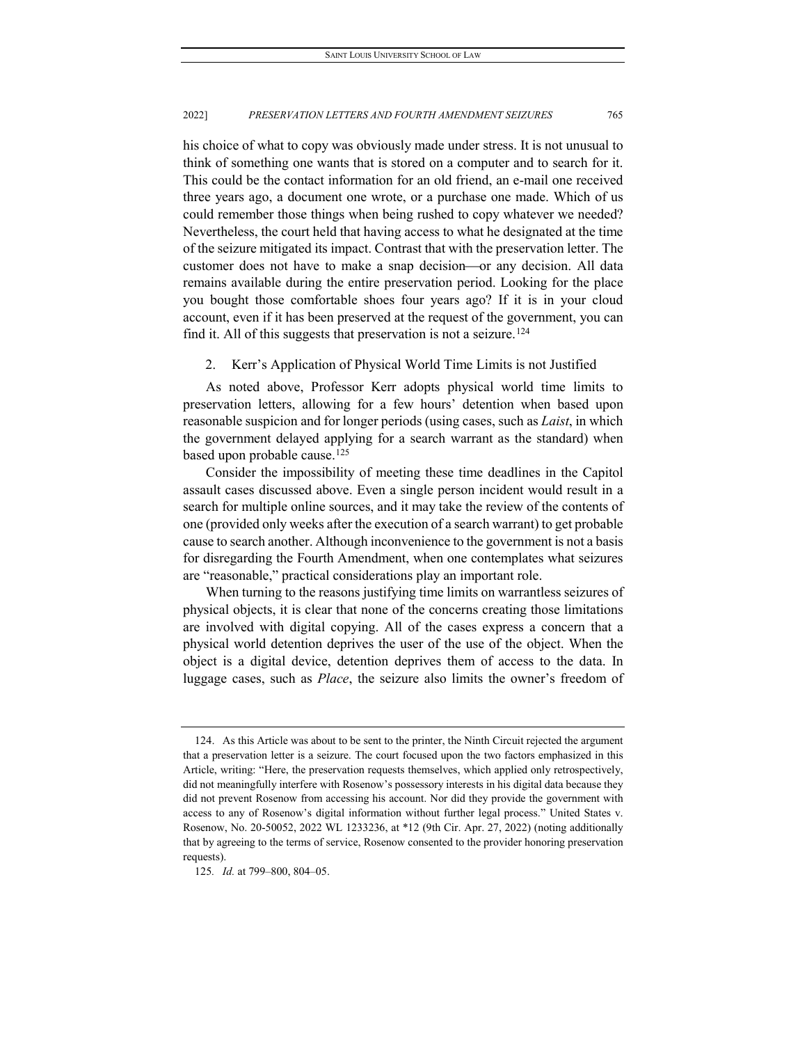his choice of what to copy was obviously made under stress. It is not unusual to think of something one wants that is stored on a computer and to search for it. This could be the contact information for an old friend, an e-mail one received three years ago, a document one wrote, or a purchase one made. Which of us could remember those things when being rushed to copy whatever we needed? Nevertheless, the court held that having access to what he designated at the time of the seizure mitigated its impact. Contrast that with the preservation letter. The customer does not have to make a snap decision—or any decision. All data remains available during the entire preservation period. Looking for the place you bought those comfortable shoes four years ago? If it is in your cloud account, even if it has been preserved at the request of the government, you can find it. All of this suggests that preservation is not a seizure.[124]

2. Kerr's Application of Physical World Time Limits is not Justified

As noted above, Professor Kerr adopts physical world time limits to preservation letters, allowing for a few hours' detention when based upon reasonable suspicion and for longer periods (using cases, such as *Laist*, in which the government delayed applying for a search warrant as the standard) when based upon probable cause.[125]

Consider the impossibility of meeting these time deadlines in the Capitol assault cases discussed above. Even a single person incident would result in a search for multiple online sources, and it may take the review of the contents of one (provided only weeks after the execution of a search warrant) to get probable cause to search another. Although inconvenience to the government is not a basis for disregarding the Fourth Amendment, when one contemplates what seizures are "reasonable," practical considerations play an important role.

When turning to the reasons justifying time limits on warrantless seizures of physical objects, it is clear that none of the concerns creating those limitations are involved with digital copying. All of the cases express a concern that a physical world detention deprives the user of the use of the object. When the object is a digital device, detention deprives them of access to the data. In luggage cases, such as *Place*, the seizure also limits the owner's freedom of

---

124. As this Article was about to be sent to the printer, the Ninth Circuit rejected the argument that a preservation letter is a seizure. The court focused upon the two factors emphasized in this Article, writing: "Here, the preservation requests themselves, which applied only retrospectively, did not meaningfully interfere with Rosenow's possessory interests in his digital data because they did not prevent Rosenow from accessing his account. Nor did they provide the government with access to any of Rosenow's digital information without further legal process." United States v. Rosenow, No. 20-50052, 2022 WL 1233236, at *12 (9th Cir. Apr. 27, 2022) (noting additionally that by agreeing to the terms of service, Rosenow consented to the provider honoring preservation requests).

125. *Id.* at 799–800, 804–05.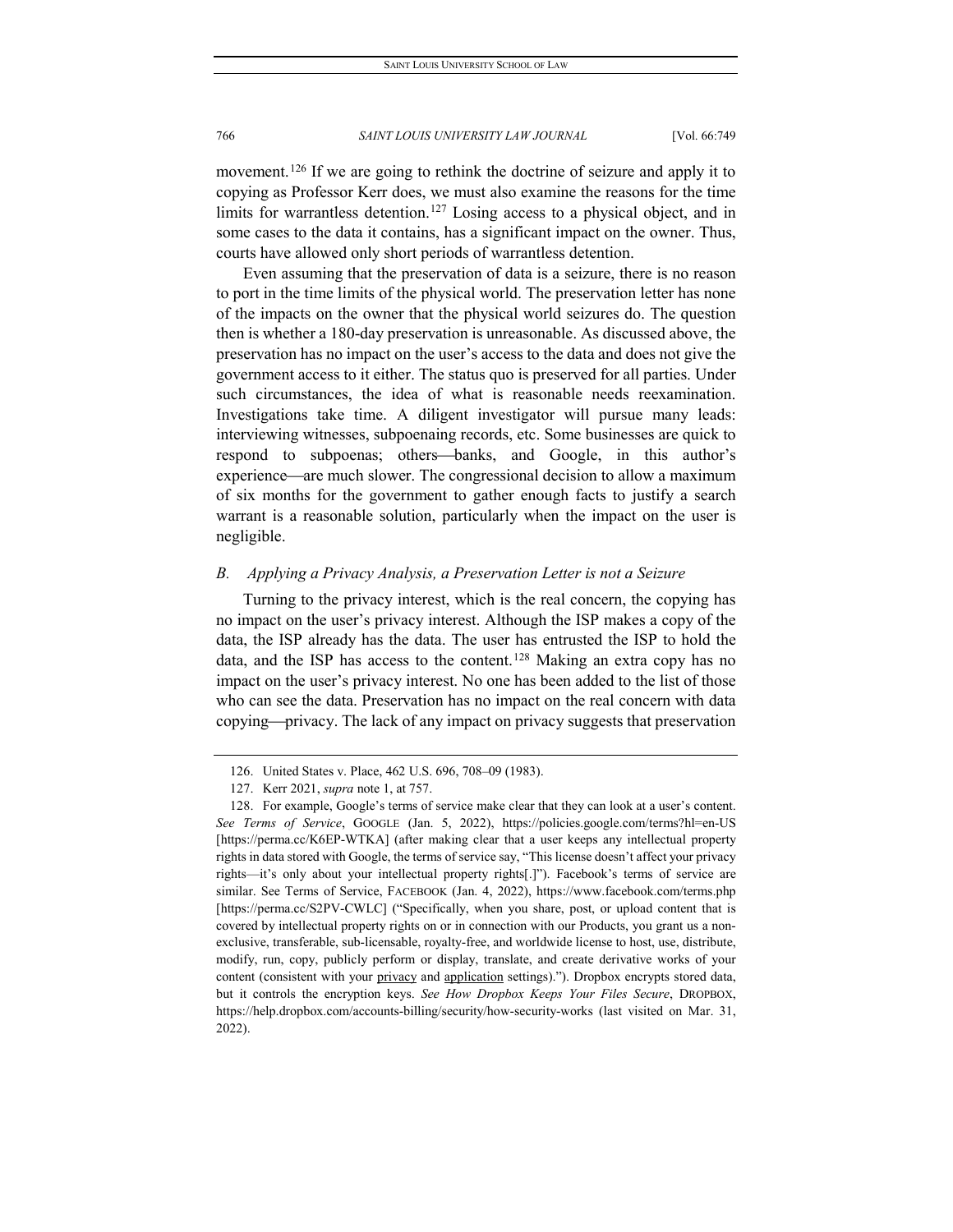movement.[126] If we are going to rethink the doctrine of seizure and apply it to copying as Professor Kerr does, we must also examine the reasons for the time limits for warrantless detention.[127] Losing access to a physical object, and in some cases to the data it contains, has a significant impact on the owner. Thus, courts have allowed only short periods of warrantless detention.

Even assuming that the preservation of data is a seizure, there is no reason to port in the time limits of the physical world. The preservation letter has none of the impacts on the owner that the physical world seizures do. The question then is whether a 180-day preservation is unreasonable. As discussed above, the preservation has no impact on the user's access to the data and does not give the government access to it either. The status quo is preserved for all parties. Under such circumstances, the idea of what is reasonable needs reexamination. Investigations take time. A diligent investigator will pursue many leads: interviewing witnesses, subpoenaing records, etc. Some businesses are quick to respond to subpoenas; others—banks, and Google, in this author's experience—are much slower. The congressional decision to allow a maximum of six months for the government to gather enough facts to justify a search warrant is a reasonable solution, particularly when the impact on the user is negligible.

### *B. Applying a Privacy Analysis, a Preservation Letter is not a Seizure*

Turning to the privacy interest, which is the real concern, the copying has no impact on the user's privacy interest. Although the ISP makes a copy of the data, the ISP already has the data. The user has entrusted the ISP to hold the data, and the ISP has access to the content.[128] Making an extra copy has no impact on the user's privacy interest. No one has been added to the list of those who can see the data. Preservation has no impact on the real concern with data copying—privacy. The lack of any impact on privacy suggests that preservation

---

126. United States v. Place, 462 U.S. 696, 708–09 (1983).

127. Kerr 2021, *supra* note 1, at 757.

128. For example, Google's terms of service make clear that they can look at a user's content. *See Terms of Service*, GOOGLE (Jan. 5, 2022), https://policies.google.com/terms?hl=en-US [https://perma.cc/K6EP-WTKA] (after making clear that a user keeps any intellectual property rights in data stored with Google, the terms of service say, "This license doesn't affect your privacy rights—it's only about your intellectual property rights[.]"). Facebook's terms of service are similar. See Terms of Service, FACEBOOK (Jan. 4, 2022), https://www.facebook.com/terms.php [https://perma.cc/S2PV-CWLC] ("Specifically, when you share, post, or upload content that is covered by intellectual property rights on or in connection with our Products, you grant us a non-exclusive, transferable, sub-licensable, royalty-free, and worldwide license to host, use, distribute, modify, run, copy, publicly perform or display, translate, and create derivative works of your content (consistent with your privacy and application settings)."). Dropbox encrypts stored data, but it controls the encryption keys. *See How Dropbox Keeps Your Files Secure*, DROPBOX, https://help.dropbox.com/accounts-billing/security/how-security-works (last visited on Mar. 31, 2022).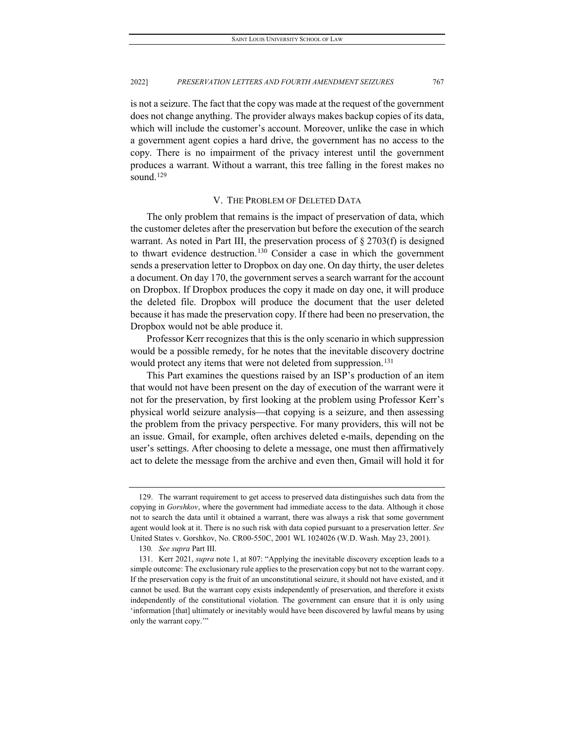is not a seizure. The fact that the copy was made at the request of the government does not change anything. The provider always makes backup copies of its data, which will include the customer's account. Moreover, unlike the case in which a government agent copies a hard drive, the government has no access to the copy. There is no impairment of the privacy interest until the government produces a warrant. Without a warrant, this tree falling in the forest makes no sound.[129]

## V. THE PROBLEM OF DELETED DATA

The only problem that remains is the impact of preservation of data, which the customer deletes after the preservation but before the execution of the search warrant. As noted in Part III, the preservation process of § 2703(f) is designed to thwart evidence destruction.[130] Consider a case in which the government sends a preservation letter to Dropbox on day one. On day thirty, the user deletes a document. On day 170, the government serves a search warrant for the account on Dropbox. If Dropbox produces the copy it made on day one, it will produce the deleted file. Dropbox will produce the document that the user deleted because it has made the preservation copy. If there had been no preservation, the Dropbox would not be able produce it.

Professor Kerr recognizes that this is the only scenario in which suppression would be a possible remedy, for he notes that the inevitable discovery doctrine would protect any items that were not deleted from suppression.[131]

This Part examines the questions raised by an ISP's production of an item that would not have been present on the day of execution of the warrant were it not for the preservation, by first looking at the problem using Professor Kerr's physical world seizure analysis—that copying is a seizure, and then assessing the problem from the privacy perspective. For many providers, this will not be an issue. Gmail, for example, often archives deleted e-mails, depending on the user's settings. After choosing to delete a message, one must then affirmatively act to delete the message from the archive and even then, Gmail will hold it for

---

129. The warrant requirement to get access to preserved data distinguishes such data from the copying in *Gorshkov*, where the government had immediate access to the data. Although it chose not to search the data until it obtained a warrant, there was always a risk that some government agent would look at it. There is no such risk with data copied pursuant to a preservation letter. *See* United States v. Gorshkov, No. CR00-550C, 2001 WL 1024026 (W.D. Wash. May 23, 2001).

130. *See supra* Part III.

131. Kerr 2021, *supra* note 1, at 807: "Applying the inevitable discovery exception leads to a simple outcome: The exclusionary rule applies to the preservation copy but not to the warrant copy. If the preservation copy is the fruit of an unconstitutional seizure, it should not have existed, and it cannot be used. But the warrant copy exists independently of preservation, and therefore it exists independently of the constitutional violation. The government can ensure that it is only using 'information [that] ultimately or inevitably would have been discovered by lawful means by using only the warrant copy.'"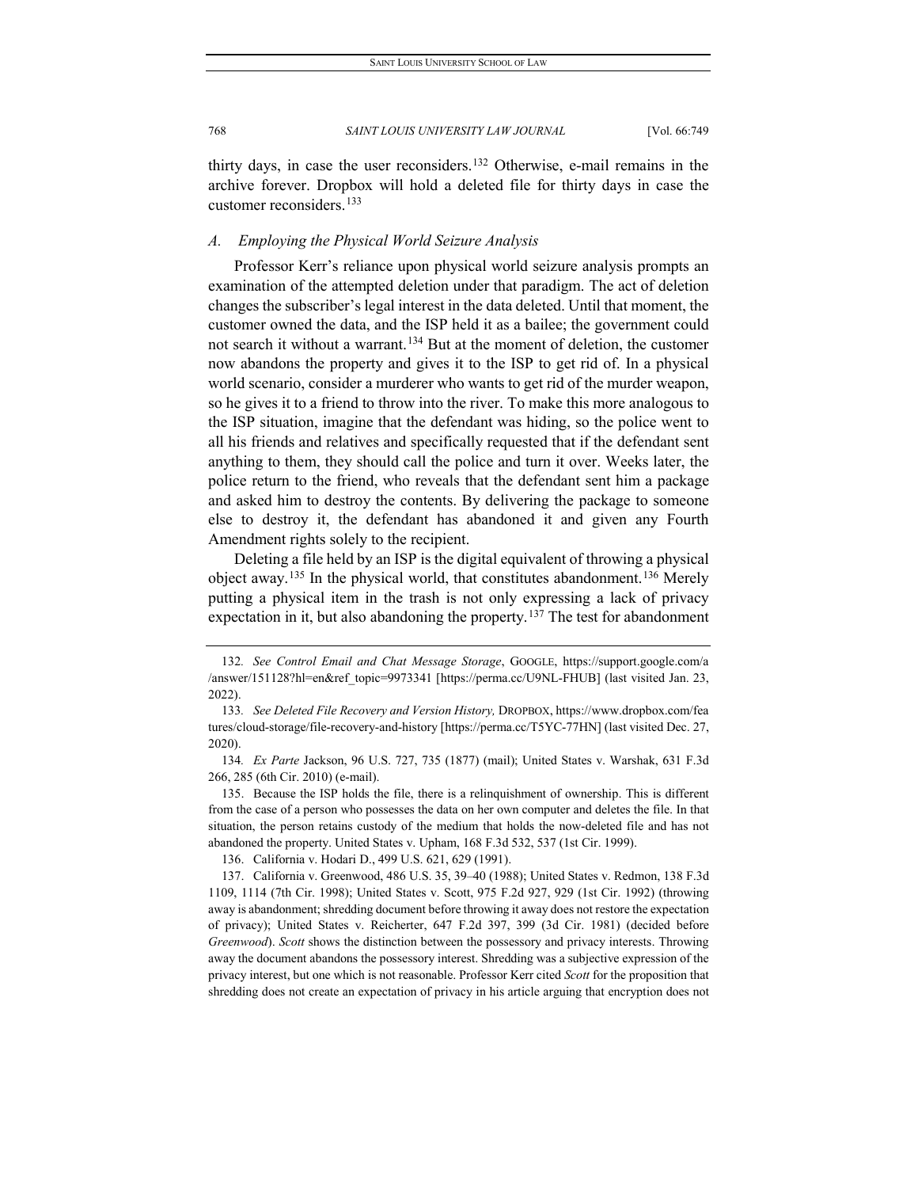thirty days, in case the user reconsiders.[132] Otherwise, e-mail remains in the archive forever. Dropbox will hold a deleted file for thirty days in case the customer reconsiders.[133]

### *A. Employing the Physical World Seizure Analysis*

Professor Kerr's reliance upon physical world seizure analysis prompts an examination of the attempted deletion under that paradigm. The act of deletion changes the subscriber's legal interest in the data deleted. Until that moment, the customer owned the data, and the ISP held it as a bailee; the government could not search it without a warrant.[134] But at the moment of deletion, the customer now abandons the property and gives it to the ISP to get rid of. In a physical world scenario, consider a murderer who wants to get rid of the murder weapon, so he gives it to a friend to throw into the river. To make this more analogous to the ISP situation, imagine that the defendant was hiding, so the police went to all his friends and relatives and specifically requested that if the defendant sent anything to them, they should call the police and turn it over. Weeks later, the police return to the friend, who reveals that the defendant sent him a package and asked him to destroy the contents. By delivering the package to someone else to destroy it, the defendant has abandoned it and given any Fourth Amendment rights solely to the recipient.

Deleting a file held by an ISP is the digital equivalent of throwing a physical object away.[135] In the physical world, that constitutes abandonment.[136] Merely putting a physical item in the trash is not only expressing a lack of privacy expectation in it, but also abandoning the property.[137] The test for abandonment

---

132. *See Control Email and Chat Message Storage*, GOOGLE, https://support.google.com/a/answer/151128?hl=en&ref_topic=9973341 [https://perma.cc/U9NL-FHUB] (last visited Jan. 23, 2022).

133. *See Deleted File Recovery and Version History,* DROPBOX, https://www.dropbox.com/features/cloud-storage/file-recovery-and-history [https://perma.cc/T5YC-77HN] (last visited Dec. 27, 2020).

134. *Ex Parte* Jackson, 96 U.S. 727, 735 (1877) (mail); United States v. Warshak, 631 F.3d 266, 285 (6th Cir. 2010) (e-mail).

135. Because the ISP holds the file, there is a relinquishment of ownership. This is different from the case of a person who possesses the data on her own computer and deletes the file. In that situation, the person retains custody of the medium that holds the now-deleted file and has not abandoned the property. United States v. Upham, 168 F.3d 532, 537 (1st Cir. 1999).

136. California v. Hodari D., 499 U.S. 621, 629 (1991).

137. California v. Greenwood, 486 U.S. 35, 39–40 (1988); United States v. Redmon, 138 F.3d 1109, 1114 (7th Cir. 1998); United States v. Scott, 975 F.2d 927, 929 (1st Cir. 1992) (throwing away is abandonment; shredding document before throwing it away does not restore the expectation of privacy); United States v. Reicherter, 647 F.2d 397, 399 (3d Cir. 1981) (decided before *Greenwood*). *Scott* shows the distinction between the possessory and privacy interests. Throwing away the document abandons the possessory interest. Shredding was a subjective expression of the privacy interest, but one which is not reasonable. Professor Kerr cited *Scott* for the proposition that shredding does not create an expectation of privacy in his article arguing that encryption does not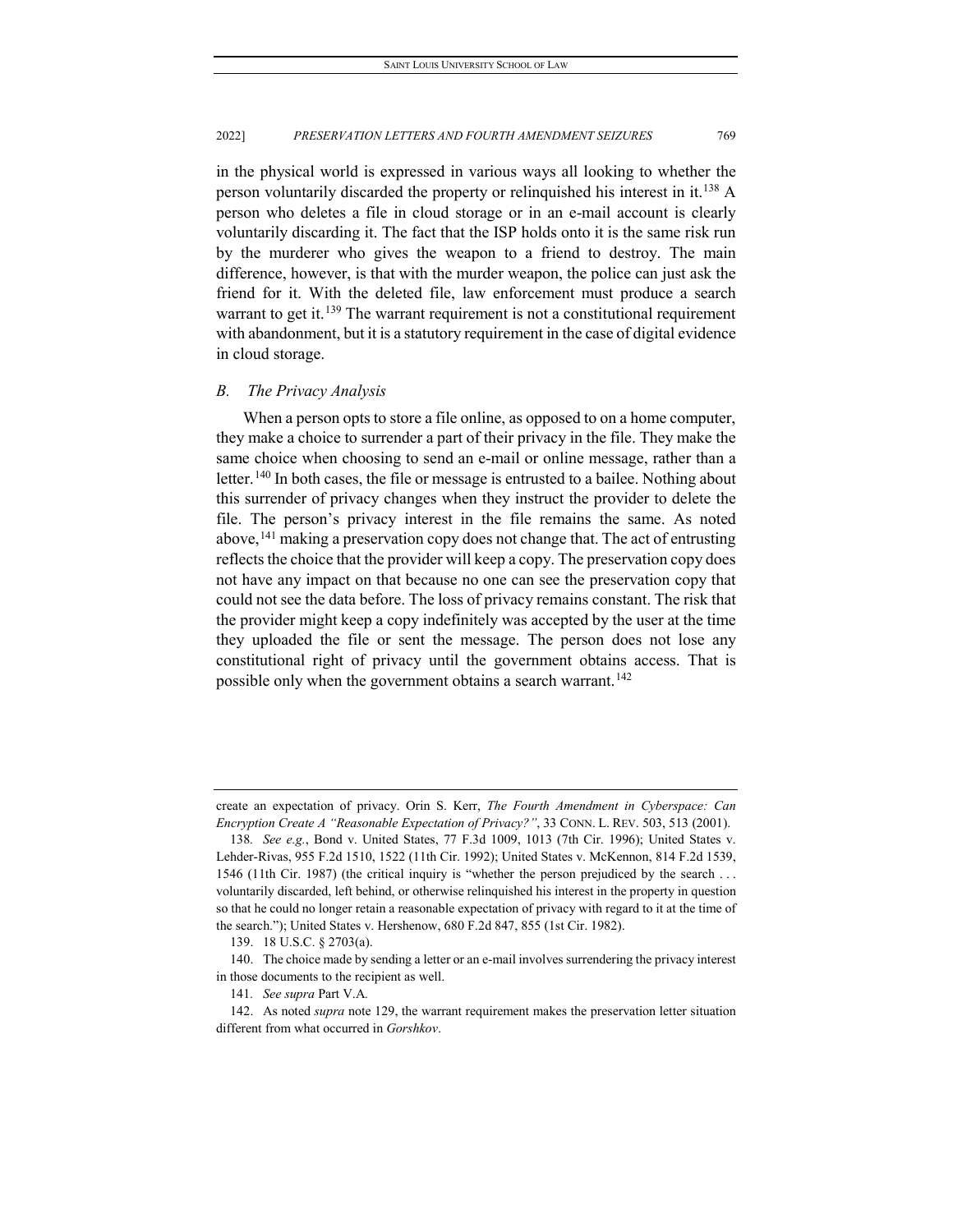in the physical world is expressed in various ways all looking to whether the person voluntarily discarded the property or relinquished his interest in it.[138] A person who deletes a file in cloud storage or in an e-mail account is clearly voluntarily discarding it. The fact that the ISP holds onto it is the same risk run by the murderer who gives the weapon to a friend to destroy. The main difference, however, is that with the murder weapon, the police can just ask the friend for it. With the deleted file, law enforcement must produce a search warrant to get it.[139] The warrant requirement is not a constitutional requirement with abandonment, but it is a statutory requirement in the case of digital evidence in cloud storage.

### *B. The Privacy Analysis*

When a person opts to store a file online, as opposed to on a home computer, they make a choice to surrender a part of their privacy in the file. They make the same choice when choosing to send an e-mail or online message, rather than a letter.[140] In both cases, the file or message is entrusted to a bailee. Nothing about this surrender of privacy changes when they instruct the provider to delete the file. The person's privacy interest in the file remains the same. As noted above,[141] making a preservation copy does not change that. The act of entrusting reflects the choice that the provider will keep a copy. The preservation copy does not have any impact on that because no one can see the preservation copy that could not see the data before. The loss of privacy remains constant. The risk that the provider might keep a copy indefinitely was accepted by the user at the time they uploaded the file or sent the message. The person does not lose any constitutional right of privacy until the government obtains access. That is possible only when the government obtains a search warrant.[142]

---

create an expectation of privacy. Orin S. Kerr, *The Fourth Amendment in Cyberspace: Can Encryption Create A "Reasonable Expectation of Privacy?"*, 33 CONN. L. REV. 503, 513 (2001).

138. *See e.g.*, Bond v. United States, 77 F.3d 1009, 1013 (7th Cir. 1996); United States v. Lehder-Rivas, 955 F.2d 1510, 1522 (11th Cir. 1992); United States v. McKennon, 814 F.2d 1539, 1546 (11th Cir. 1987) (the critical inquiry is "whether the person prejudiced by the search . . . voluntarily discarded, left behind, or otherwise relinquished his interest in the property in question so that he could no longer retain a reasonable expectation of privacy with regard to it at the time of the search."); United States v. Hershenow, 680 F.2d 847, 855 (1st Cir. 1982).

139. 18 U.S.C. § 2703(a).

140. The choice made by sending a letter or an e-mail involves surrendering the privacy interest in those documents to the recipient as well.

141. *See supra* Part V.A.

142. As noted *supra* note 129, the warrant requirement makes the preservation letter situation different from what occurred in *Gorshkov*.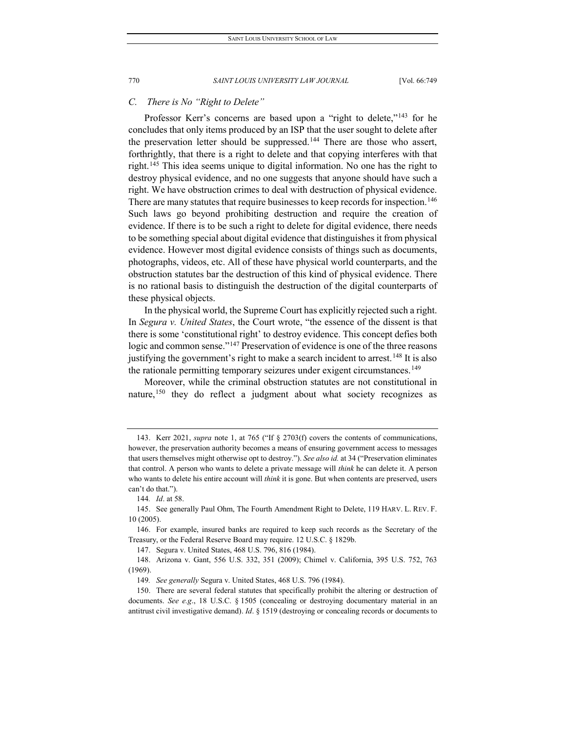### C. There is No "Right to Delete"

Professor Kerr's concerns are based upon a "right to delete,"[143] for he concludes that only items produced by an ISP that the user sought to delete after the preservation letter should be suppressed.[144] There are those who assert, forthrightly, that there is a right to delete and that copying interferes with that right.[145] This idea seems unique to digital information. No one has the right to destroy physical evidence, and no one suggests that anyone should have such a right. We have obstruction crimes to deal with destruction of physical evidence. There are many statutes that require businesses to keep records for inspection.[146] Such laws go beyond prohibiting destruction and require the creation of evidence. If there is to be such a right to delete for digital evidence, there needs to be something special about digital evidence that distinguishes it from physical evidence. However most digital evidence consists of things such as documents, photographs, videos, etc. All of these have physical world counterparts, and the obstruction statutes bar the destruction of this kind of physical evidence. There is no rational basis to distinguish the destruction of the digital counterparts of these physical objects.

In the physical world, the Supreme Court has explicitly rejected such a right. In *Segura v. United States*, the Court wrote, "the essence of the dissent is that there is some 'constitutional right' to destroy evidence. This concept defies both logic and common sense."[147] Preservation of evidence is one of the three reasons justifying the government's right to make a search incident to arrest.[148] It is also the rationale permitting temporary seizures under exigent circumstances.[149]

Moreover, while the criminal obstruction statutes are not constitutional in nature,[150] they do reflect a judgment about what society recognizes as

---

143. Kerr 2021, *supra* note 1, at 765 ("If § 2703(f) covers the contents of communications, however, the preservation authority becomes a means of ensuring government access to messages that users themselves might otherwise opt to destroy."). *See also id.* at 34 ("Preservation eliminates that control. A person who wants to delete a private message will *think* he can delete it. A person who wants to delete his entire account will *think* it is gone. But when contents are preserved, users can't do that.").

144. *Id*. at 58.

145. See generally Paul Ohm, The Fourth Amendment Right to Delete, 119 HARV. L. REV. F. 10 (2005).

146. For example, insured banks are required to keep such records as the Secretary of the Treasury, or the Federal Reserve Board may require. 12 U.S.C. § 1829b.

147. Segura v. United States, 468 U.S. 796, 816 (1984).

148. Arizona v. Gant, 556 U.S. 332, 351 (2009); Chimel v. California, 395 U.S. 752, 763 (1969).

149. *See generally* Segura v. United States, 468 U.S. 796 (1984).

150. There are several federal statutes that specifically prohibit the altering or destruction of documents. *See e.g*., 18 U.S.C. § 1505 (concealing or destroying documentary material in an antitrust civil investigative demand). *Id*. § 1519 (destroying or concealing records or documents to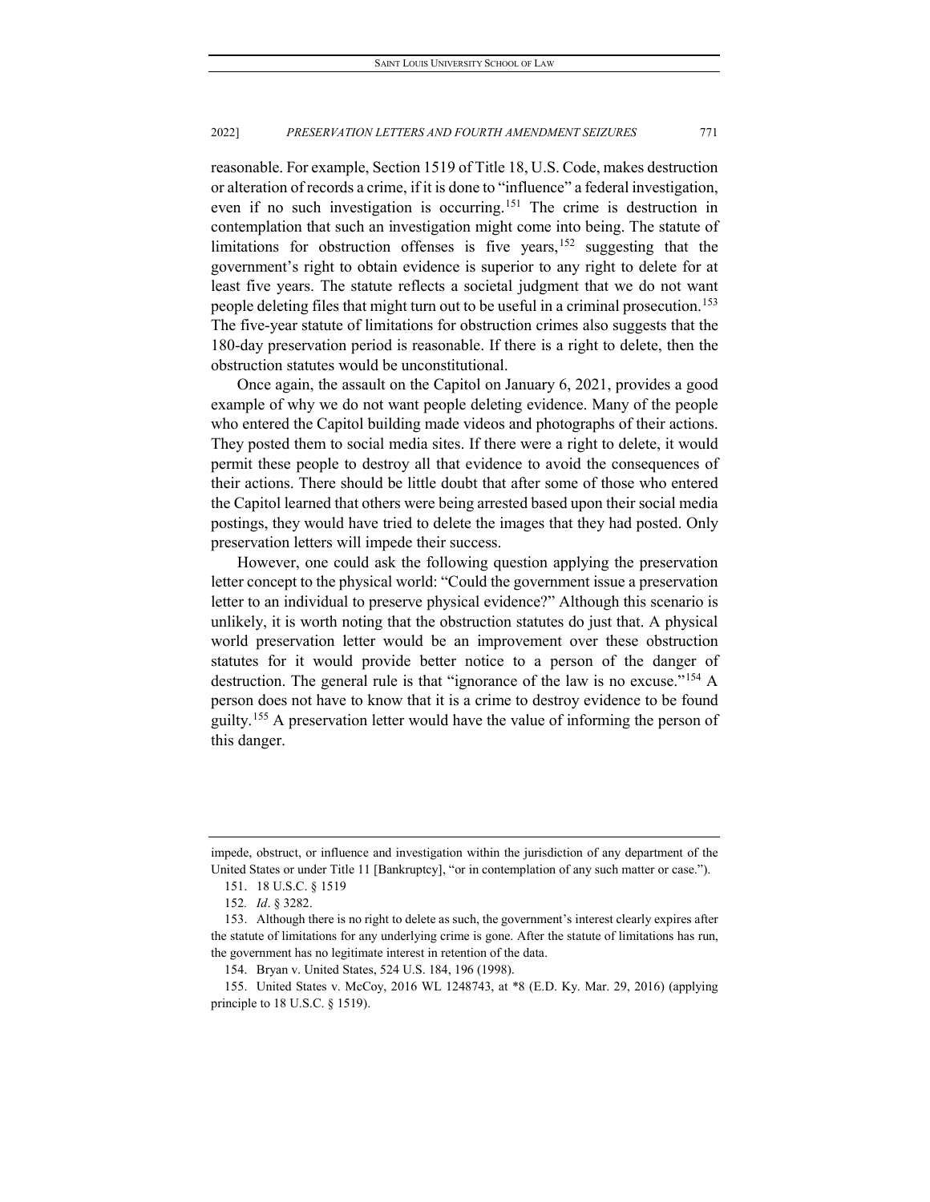reasonable. For example, Section 1519 of Title 18, U.S. Code, makes destruction or alteration of records a crime, if it is done to "influence" a federal investigation, even if no such investigation is occurring.[151] The crime is destruction in contemplation that such an investigation might come into being. The statute of limitations for obstruction offenses is five years,[152] suggesting that the government's right to obtain evidence is superior to any right to delete for at least five years. The statute reflects a societal judgment that we do not want people deleting files that might turn out to be useful in a criminal prosecution.[153] The five-year statute of limitations for obstruction crimes also suggests that the 180-day preservation period is reasonable. If there is a right to delete, then the obstruction statutes would be unconstitutional.

Once again, the assault on the Capitol on January 6, 2021, provides a good example of why we do not want people deleting evidence. Many of the people who entered the Capitol building made videos and photographs of their actions. They posted them to social media sites. If there were a right to delete, it would permit these people to destroy all that evidence to avoid the consequences of their actions. There should be little doubt that after some of those who entered the Capitol learned that others were being arrested based upon their social media postings, they would have tried to delete the images that they had posted. Only preservation letters will impede their success.

However, one could ask the following question applying the preservation letter concept to the physical world: "Could the government issue a preservation letter to an individual to preserve physical evidence?" Although this scenario is unlikely, it is worth noting that the obstruction statutes do just that. A physical world preservation letter would be an improvement over these obstruction statutes for it would provide better notice to a person of the danger of destruction. The general rule is that "ignorance of the law is no excuse."[154] A person does not have to know that it is a crime to destroy evidence to be found guilty.[155] A preservation letter would have the value of informing the person of this danger.

---

impede, obstruct, or influence and investigation within the jurisdiction of any department of the United States or under Title 11 [Bankruptcy], "or in contemplation of any such matter or case.").

151. 18 U.S.C. § 1519

152. *Id*. § 3282.

153. Although there is no right to delete as such, the government's interest clearly expires after the statute of limitations for any underlying crime is gone. After the statute of limitations has run, the government has no legitimate interest in retention of the data.

154. Bryan v. United States, 524 U.S. 184, 196 (1998).

155. United States v. McCoy, 2016 WL 1248743, at *8 (E.D. Ky. Mar. 29, 2016) (applying principle to 18 U.S.C. § 1519).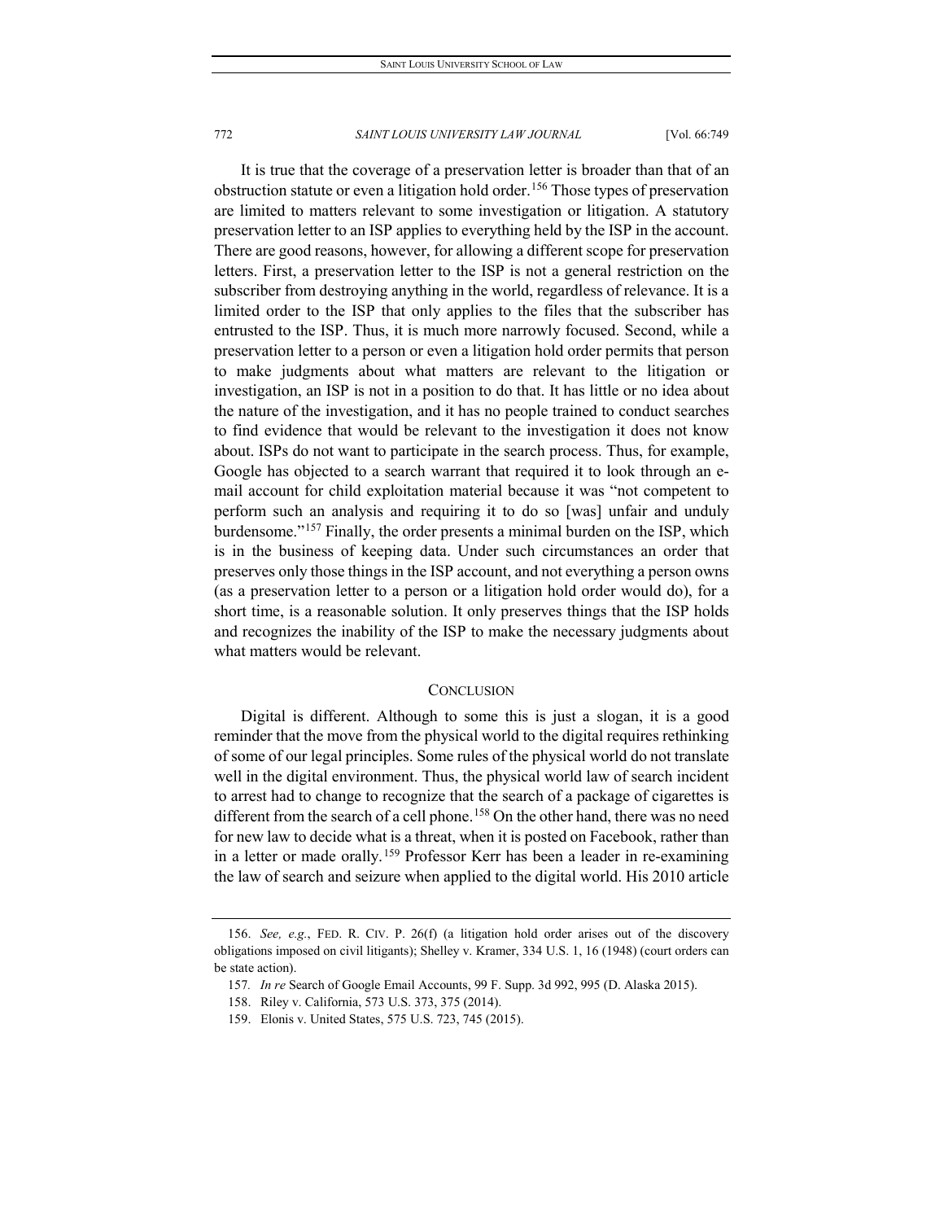It is true that the coverage of a preservation letter is broader than that of an obstruction statute or even a litigation hold order.[156] Those types of preservation are limited to matters relevant to some investigation or litigation. A statutory preservation letter to an ISP applies to everything held by the ISP in the account. There are good reasons, however, for allowing a different scope for preservation letters. First, a preservation letter to the ISP is not a general restriction on the subscriber from destroying anything in the world, regardless of relevance. It is a limited order to the ISP that only applies to the files that the subscriber has entrusted to the ISP. Thus, it is much more narrowly focused. Second, while a preservation letter to a person or even a litigation hold order permits that person to make judgments about what matters are relevant to the litigation or investigation, an ISP is not in a position to do that. It has little or no idea about the nature of the investigation, and it has no people trained to conduct searches to find evidence that would be relevant to the investigation it does not know about. ISPs do not want to participate in the search process. Thus, for example, Google has objected to a search warrant that required it to look through an e-mail account for child exploitation material because it was "not competent to perform such an analysis and requiring it to do so [was] unfair and unduly burdensome."[157] Finally, the order presents a minimal burden on the ISP, which is in the business of keeping data. Under such circumstances an order that preserves only those things in the ISP account, and not everything a person owns (as a preservation letter to a person or a litigation hold order would do), for a short time, is a reasonable solution. It only preserves things that the ISP holds and recognizes the inability of the ISP to make the necessary judgments about what matters would be relevant.

## CONCLUSION

Digital is different. Although to some this is just a slogan, it is a good reminder that the move from the physical world to the digital requires rethinking of some of our legal principles. Some rules of the physical world do not translate well in the digital environment. Thus, the physical world law of search incident to arrest had to change to recognize that the search of a package of cigarettes is different from the search of a cell phone.[158] On the other hand, there was no need for new law to decide what is a threat, when it is posted on Facebook, rather than in a letter or made orally.[159] Professor Kerr has been a leader in re-examining the law of search and seizure when applied to the digital world. His 2010 article

---

156. *See, e.g.*, FED. R. CIV. P. 26(f) (a litigation hold order arises out of the discovery obligations imposed on civil litigants); Shelley v. Kramer, 334 U.S. 1, 16 (1948) (court orders can be state action).

157. *In re* Search of Google Email Accounts, 99 F. Supp. 3d 992, 995 (D. Alaska 2015).

158. Riley v. California, 573 U.S. 373, 375 (2014).

159. Elonis v. United States, 575 U.S. 723, 745 (2015).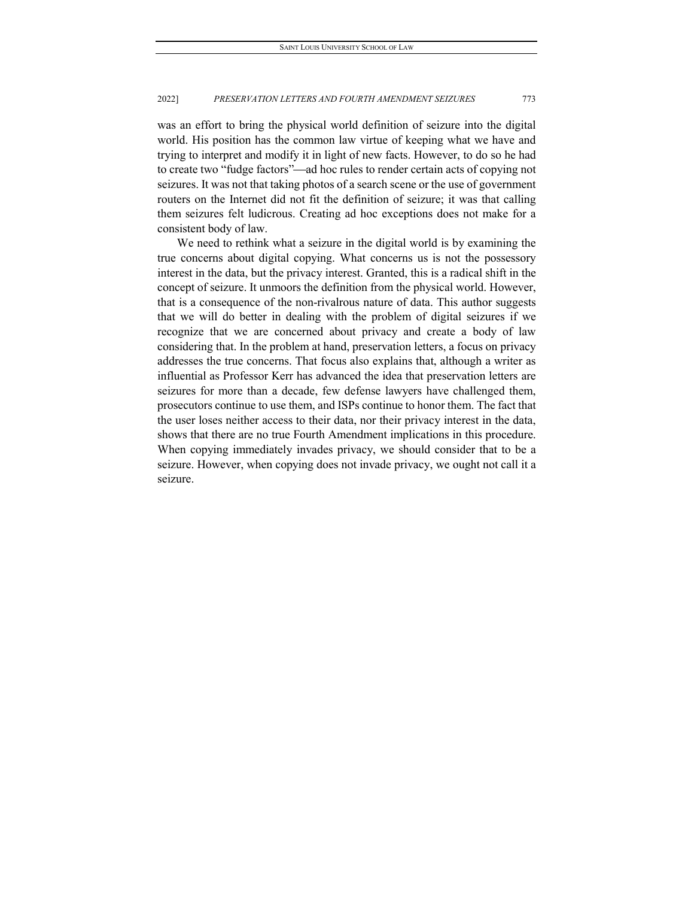was an effort to bring the physical world definition of seizure into the digital world. His position has the common law virtue of keeping what we have and trying to interpret and modify it in light of new facts. However, to do so he had to create two "fudge factors"—ad hoc rules to render certain acts of copying not seizures. It was not that taking photos of a search scene or the use of government routers on the Internet did not fit the definition of seizure; it was that calling them seizures felt ludicrous. Creating ad hoc exceptions does not make for a consistent body of law.

We need to rethink what a seizure in the digital world is by examining the true concerns about digital copying. What concerns us is not the possessory interest in the data, but the privacy interest. Granted, this is a radical shift in the concept of seizure. It unmoors the definition from the physical world. However, that is a consequence of the non-rivalrous nature of data. This author suggests that we will do better in dealing with the problem of digital seizures if we recognize that we are concerned about privacy and create a body of law considering that. In the problem at hand, preservation letters, a focus on privacy addresses the true concerns. That focus also explains that, although a writer as influential as Professor Kerr has advanced the idea that preservation letters are seizures for more than a decade, few defense lawyers have challenged them, prosecutors continue to use them, and ISPs continue to honor them. The fact that the user loses neither access to their data, nor their privacy interest in the data, shows that there are no true Fourth Amendment implications in this procedure. When copying immediately invades privacy, we should consider that to be a seizure. However, when copying does not invade privacy, we ought not call it a seizure.